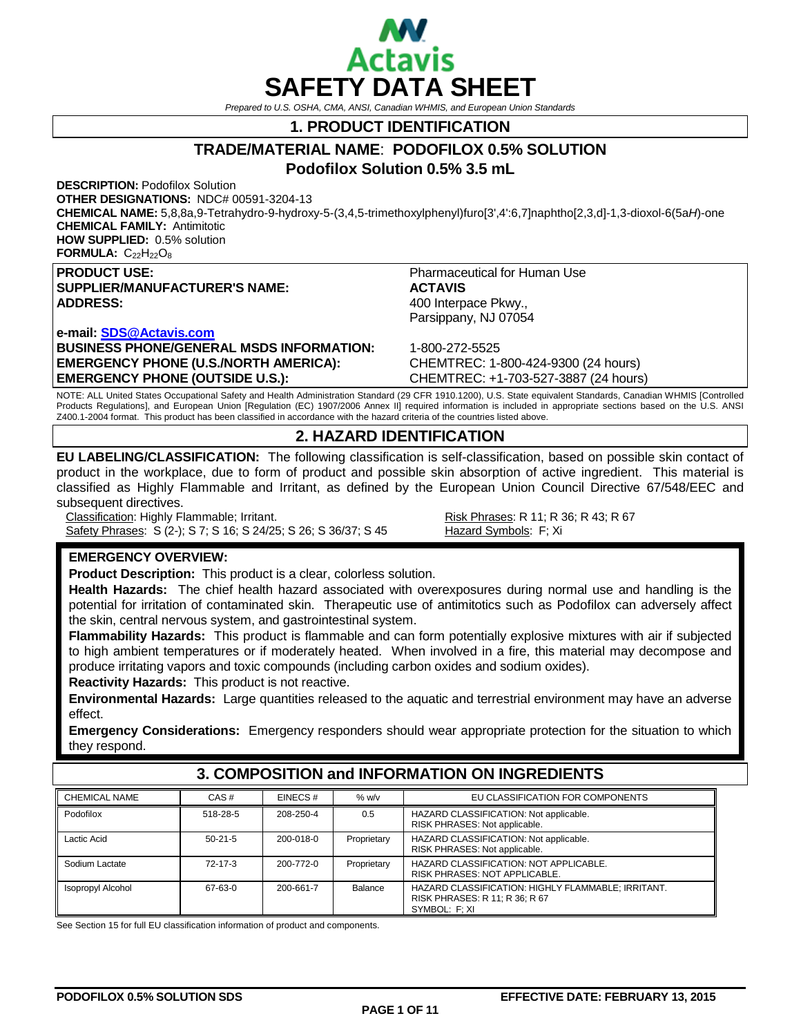Actavis

# SAFETY DATA SHEET

*Prepared to U.S. OSHA, CMA, ANSI, Canadian WHMIS, and European Union Standards*

## 1. PRODUCT IDENTIFICATION

### TRADE/MATERIAL NAME: PODOFILOX 0.5% SOLUTION
### Podofilox Solution 0.5% 3.5 mL

**DESCRIPTION:** Podofilox Solution
**OTHER DESIGNATIONS:** NDC# 00591-3204-13
**CHEMICAL NAME:** 5,8,8a,9-Tetrahydro-9-hydroxy-5-(3,4,5-trimethoxylphenyl)furo[3',4':6,7]naphtho[2,3,d]-1,3-dioxol-6(5a*H*)-one
**CHEMICAL FAMILY:** Antimitotic
**HOW SUPPLIED:** 0.5% solution
**FORMULA:** $C_{22}H_{22}O_8$

| | |
|---|---|
| **PRODUCT USE:** | Pharmaceutical for Human Use |
| **SUPPLIER/MANUFACTURER'S NAME:** | **ACTAVIS** |
| **ADDRESS:** | 400 Interpace Pkwy., Parsippany, NJ 07054 |
| **e-mail: SDS@Actavis.com** | |
| **BUSINESS PHONE/GENERAL MSDS INFORMATION:** | 1-800-272-5525 |
| **EMERGENCY PHONE (U.S./NORTH AMERICA):** | CHEMTREC: 1-800-424-9300 (24 hours) |
| **EMERGENCY PHONE (OUTSIDE U.S.):** | CHEMTREC: +1-703-527-3887 (24 hours) |

NOTE: ALL United States Occupational Safety and Health Administration Standard (29 CFR 1910.1200), U.S. State equivalent Standards, Canadian WHMIS [Controlled Products Regulations], and European Union [Regulation (EC) 1907/2006 Annex II] required information is included in appropriate sections based on the U.S. ANSI Z400.1-2004 format. This product has been classified in accordance with the hazard criteria of the countries listed above.

## 2. HAZARD IDENTIFICATION

**EU LABELING/CLASSIFICATION:** The following classification is self-classification, based on possible skin contact of product in the workplace, due to form of product and possible skin absorption of active ingredient. This material is classified as Highly Flammable and Irritant, as defined by the European Union Council Directive 67/548/EEC and subsequent directives.

Classification: Highly Flammable; Irritant.
Risk Phrases: R 11; R 36; R 43; R 67
Safety Phrases: S (2-); S 7; S 16; S 24/25; S 26; S 36/37; S 45
Hazard Symbols: F; Xi

**EMERGENCY OVERVIEW:**

**Product Description:** This product is a clear, colorless solution.

**Health Hazards:** The chief health hazard associated with overexposures during normal use and handling is the potential for irritation of contaminated skin. Therapeutic use of antimitotics such as Podofilox can adversely affect the skin, central nervous system, and gastrointestinal system.

**Flammability Hazards:** This product is flammable and can form potentially explosive mixtures with air if subjected to high ambient temperatures or if moderately heated. When involved in a fire, this material may decompose and produce irritating vapors and toxic compounds (including carbon oxides and sodium oxides).

**Reactivity Hazards:** This product is not reactive.

**Environmental Hazards:** Large quantities released to the aquatic and terrestrial environment may have an adverse effect.

**Emergency Considerations:** Emergency responders should wear appropriate protection for the situation to which they respond.

## 3. COMPOSITION and INFORMATION ON INGREDIENTS

| CHEMICAL NAME | CAS # | EINECS # | % w/v | EU CLASSIFICATION FOR COMPONENTS |
|---|---|---|---|---|
| Podofilox | 518-28-5 | 208-250-4 | 0.5 | HAZARD CLASSIFICATION: Not applicable. RISK PHRASES: Not applicable. |
| Lactic Acid | 50-21-5 | 200-018-0 | Proprietary | HAZARD CLASSIFICATION: Not applicable. RISK PHRASES: Not applicable. |
| Sodium Lactate | 72-17-3 | 200-772-0 | Proprietary | HAZARD CLASSIFICATION: NOT APPLICABLE. RISK PHRASES: NOT APPLICABLE. |
| Isopropyl Alcohol | 67-63-0 | 200-661-7 | Balance | HAZARD CLASSIFICATION: HIGHLY FLAMMABLE; IRRITANT. RISK PHRASES: R 11; R 36; R 67 SYMBOL: F; XI |

See Section 15 for full EU classification information of product and components.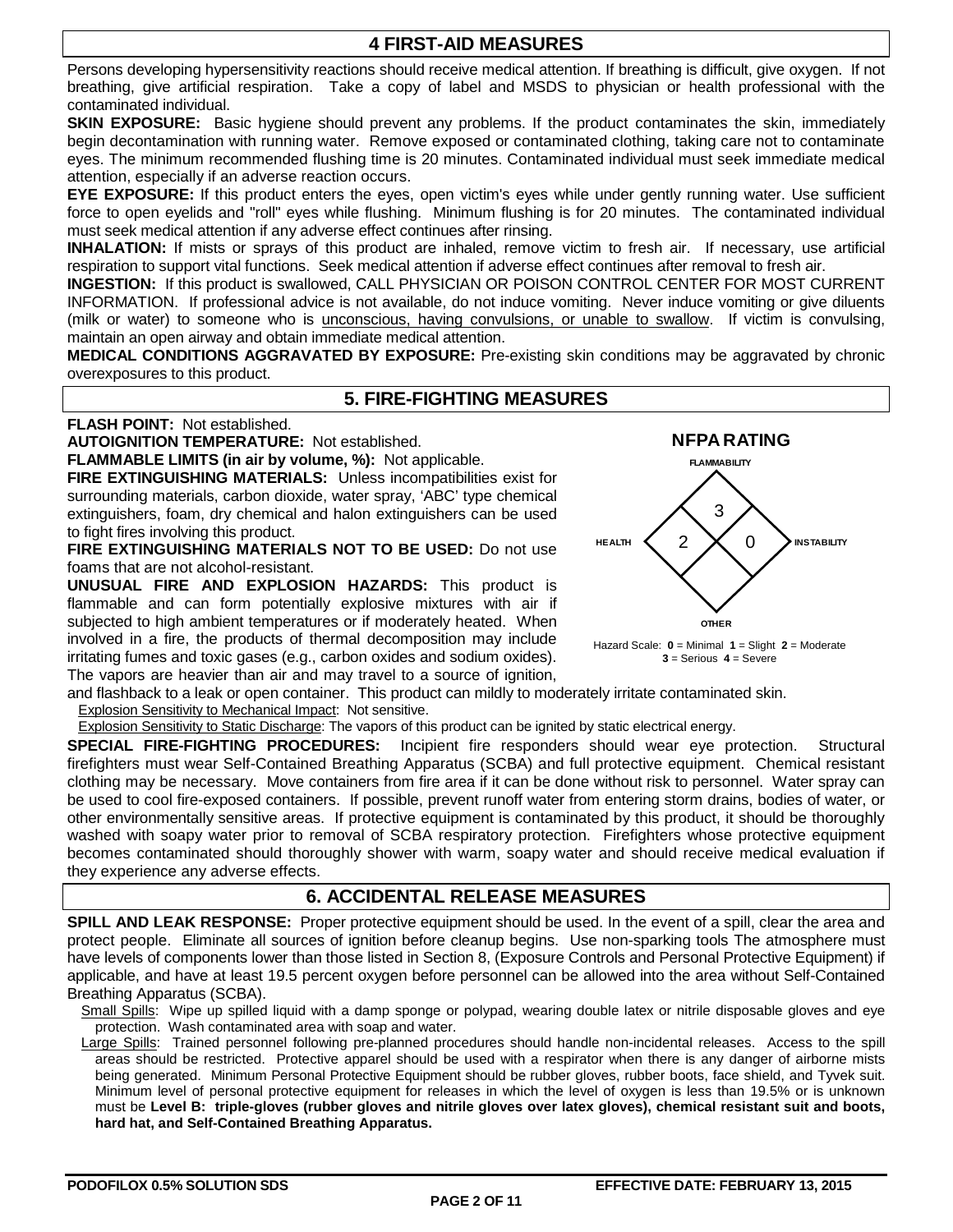## 4 FIRST-AID MEASURES

Persons developing hypersensitivity reactions should receive medical attention. If breathing is difficult, give oxygen. If not breathing, give artificial respiration. Take a copy of label and MSDS to physician or health professional with the contaminated individual.

**SKIN EXPOSURE:** Basic hygiene should prevent any problems. If the product contaminates the skin, immediately begin decontamination with running water. Remove exposed or contaminated clothing, taking care not to contaminate eyes. The minimum recommended flushing time is 20 minutes. Contaminated individual must seek immediate medical attention, especially if an adverse reaction occurs.

**EYE EXPOSURE:** If this product enters the eyes, open victim's eyes while under gently running water. Use sufficient force to open eyelids and "roll" eyes while flushing. Minimum flushing is for 20 minutes. The contaminated individual must seek medical attention if any adverse effect continues after rinsing.

**INHALATION:** If mists or sprays of this product are inhaled, remove victim to fresh air. If necessary, use artificial respiration to support vital functions. Seek medical attention if adverse effect continues after removal to fresh air.

**INGESTION:** If this product is swallowed, CALL PHYSICIAN OR POISON CONTROL CENTER FOR MOST CURRENT INFORMATION. If professional advice is not available, do not induce vomiting. Never induce vomiting or give diluents (milk or water) to someone who is unconscious, having convulsions, or unable to swallow. If victim is convulsing, maintain an open airway and obtain immediate medical attention.

**MEDICAL CONDITIONS AGGRAVATED BY EXPOSURE:** Pre-existing skin conditions may be aggravated by chronic overexposures to this product.

## 5. FIRE-FIGHTING MEASURES

**FLASH POINT:** Not established.

**AUTOIGNITION TEMPERATURE:** Not established.

**FLAMMABLE LIMITS (in air by volume, %):** Not applicable.

**FIRE EXTINGUISHING MATERIALS:** Unless incompatibilities exist for surrounding materials, carbon dioxide, water spray, 'ABC' type chemical extinguishers, foam, dry chemical and halon extinguishers can be used to fight fires involving this product.

**FIRE EXTINGUISHING MATERIALS NOT TO BE USED:** Do not use foams that are not alcohol-resistant.

**UNUSUAL FIRE AND EXPLOSION HAZARDS:** This product is flammable and can form potentially explosive mixtures with air if subjected to high ambient temperatures or if moderately heated. When involved in a fire, the products of thermal decomposition may include irritating fumes and toxic gases (e.g., carbon oxides and sodium oxides). The vapors are heavier than air and may travel to a source of ignition, and flashback to a leak or open container. This product can mildly to moderately irritate contaminated skin.

Explosion Sensitivity to Mechanical Impact: Not sensitive.

Explosion Sensitivity to Static Discharge: The vapors of this product can be ignited by static electrical energy.

**NFPA RATING**

| FLAMMABILITY | HEALTH | INSTABILITY | OTHER |
|---|---|---|---|
| 3 | 2 | 0 | |

Hazard Scale: **0** = Minimal **1** = Slight **2** = Moderate **3** = Serious **4** = Severe

**SPECIAL FIRE-FIGHTING PROCEDURES:** Incipient fire responders should wear eye protection. Structural firefighters must wear Self-Contained Breathing Apparatus (SCBA) and full protective equipment. Chemical resistant clothing may be necessary. Move containers from fire area if it can be done without risk to personnel. Water spray can be used to cool fire-exposed containers. If possible, prevent runoff water from entering storm drains, bodies of water, or other environmentally sensitive areas. If protective equipment is contaminated by this product, it should be thoroughly washed with soapy water prior to removal of SCBA respiratory protection. Firefighters whose protective equipment becomes contaminated should thoroughly shower with warm, soapy water and should receive medical evaluation if they experience any adverse effects.

## 6. ACCIDENTAL RELEASE MEASURES

**SPILL AND LEAK RESPONSE:** Proper protective equipment should be used. In the event of a spill, clear the area and protect people. Eliminate all sources of ignition before cleanup begins. Use non-sparking tools The atmosphere must have levels of components lower than those listed in Section 8, (Exposure Controls and Personal Protective Equipment) if applicable, and have at least 19.5 percent oxygen before personnel can be allowed into the area without Self-Contained Breathing Apparatus (SCBA).

Small Spills: Wipe up spilled liquid with a damp sponge or polypad, wearing double latex or nitrile disposable gloves and eye protection. Wash contaminated area with soap and water.

Large Spills: Trained personnel following pre-planned procedures should handle non-incidental releases. Access to the spill areas should be restricted. Protective apparel should be used with a respirator when there is any danger of airborne mists being generated. Minimum Personal Protective Equipment should be rubber gloves, rubber boots, face shield, and Tyvek suit. Minimum level of personal protective equipment for releases in which the level of oxygen is less than 19.5% or is unknown must be **Level B: triple-gloves (rubber gloves and nitrile gloves over latex gloves), chemical resistant suit and boots, hard hat, and Self-Contained Breathing Apparatus.**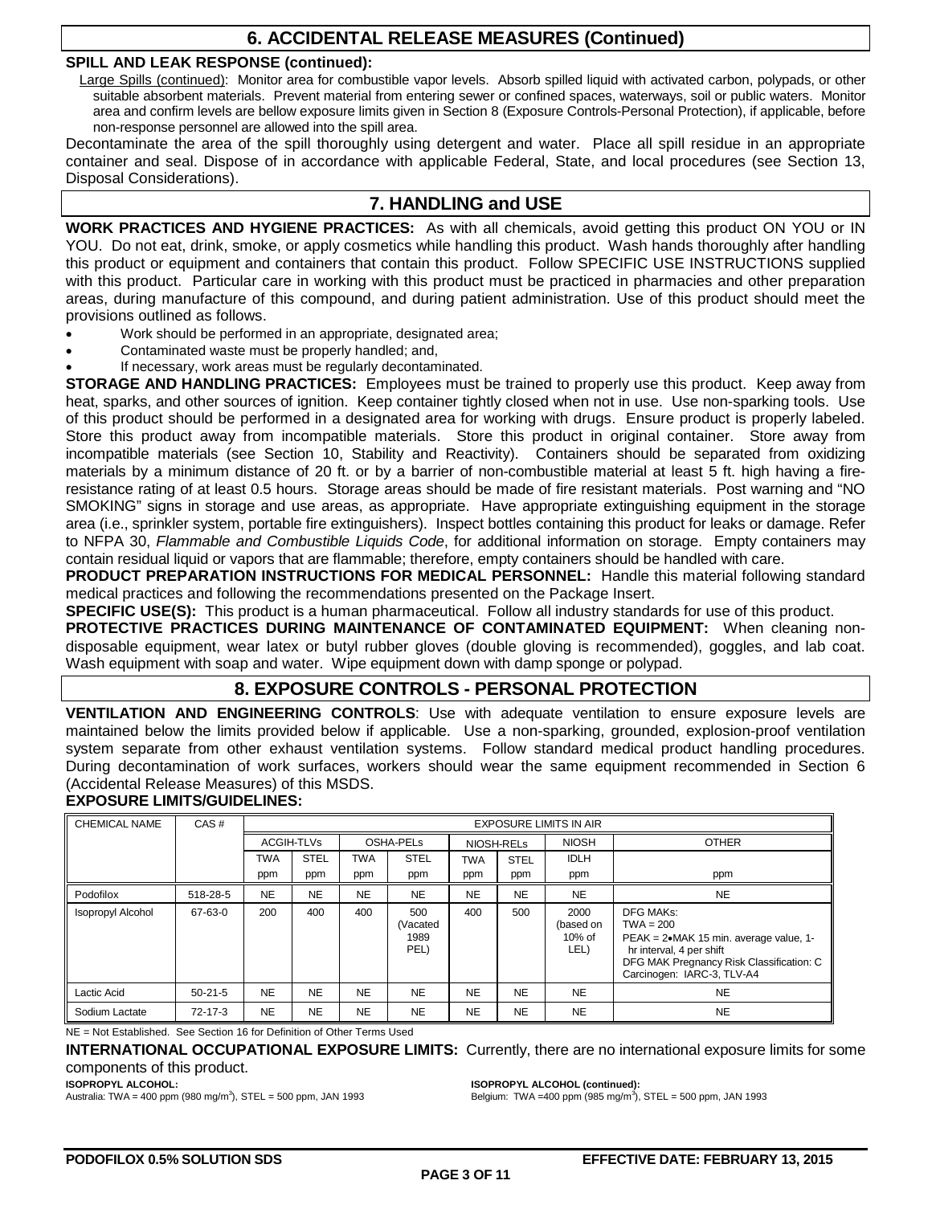## 6. ACCIDENTAL RELEASE MEASURES (Continued)

**SPILL AND LEAK RESPONSE (continued):**

Large Spills (continued): Monitor area for combustible vapor levels. Absorb spilled liquid with activated carbon, polypads, or other suitable absorbent materials. Prevent material from entering sewer or confined spaces, waterways, soil or public waters. Monitor area and confirm levels are bellow exposure limits given in Section 8 (Exposure Controls-Personal Protection), if applicable, before non-response personnel are allowed into the spill area.

Decontaminate the area of the spill thoroughly using detergent and water. Place all spill residue in an appropriate container and seal. Dispose of in accordance with applicable Federal, State, and local procedures (see Section 13, Disposal Considerations).

## 7. HANDLING and USE

**WORK PRACTICES AND HYGIENE PRACTICES:** As with all chemicals, avoid getting this product ON YOU or IN YOU. Do not eat, drink, smoke, or apply cosmetics while handling this product. Wash hands thoroughly after handling this product or equipment and containers that contain this product. Follow SPECIFIC USE INSTRUCTIONS supplied with this product. Particular care in working with this product must be practiced in pharmacies and other preparation areas, during manufacture of this compound, and during patient administration. Use of this product should meet the provisions outlined as follows.

- Work should be performed in an appropriate, designated area;
- Contaminated waste must be properly handled; and,
- If necessary, work areas must be regularly decontaminated.

**STORAGE AND HANDLING PRACTICES:** Employees must be trained to properly use this product. Keep away from heat, sparks, and other sources of ignition. Keep container tightly closed when not in use. Use non-sparking tools. Use of this product should be performed in a designated area for working with drugs. Ensure product is properly labeled. Store this product away from incompatible materials. Store this product in original container. Store away from incompatible materials (see Section 10, Stability and Reactivity). Containers should be separated from oxidizing materials by a minimum distance of 20 ft. or by a barrier of non-combustible material at least 5 ft. high having a fire-resistance rating of at least 0.5 hours. Storage areas should be made of fire resistant materials. Post warning and "NO SMOKING" signs in storage and use areas, as appropriate. Have appropriate extinguishing equipment in the storage area (i.e., sprinkler system, portable fire extinguishers). Inspect bottles containing this product for leaks or damage. Refer to NFPA 30, *Flammable and Combustible Liquids Code*, for additional information on storage. Empty containers may contain residual liquid or vapors that are flammable; therefore, empty containers should be handled with care.

**PRODUCT PREPARATION INSTRUCTIONS FOR MEDICAL PERSONNEL:** Handle this material following standard medical practices and following the recommendations presented on the Package Insert.

**SPECIFIC USE(S):** This product is a human pharmaceutical. Follow all industry standards for use of this product.

**PROTECTIVE PRACTICES DURING MAINTENANCE OF CONTAMINATED EQUIPMENT:** When cleaning non-disposable equipment, wear latex or butyl rubber gloves (double gloving is recommended), goggles, and lab coat. Wash equipment with soap and water. Wipe equipment down with damp sponge or polypad.

## 8. EXPOSURE CONTROLS - PERSONAL PROTECTION

**VENTILATION AND ENGINEERING CONTROLS**: Use with adequate ventilation to ensure exposure levels are maintained below the limits provided below if applicable. Use a non-sparking, grounded, explosion-proof ventilation system separate from other exhaust ventilation systems. Follow standard medical product handling procedures. During decontamination of work surfaces, workers should wear the same equipment recommended in Section 6 (Accidental Release Measures) of this MSDS.

**EXPOSURE LIMITS/GUIDELINES:**

| CHEMICAL NAME | CAS # | EXPOSURE LIMITS IN AIR | | | | | | | |
|---|---|---|---|---|---|---|---|---|---|
| | | ACGIH-TLVs | | OSHA-PELs | | NIOSH-RELs | | NIOSH | OTHER |
| | | TWA ppm | STEL ppm | TWA ppm | STEL ppm | TWA ppm | STEL ppm | IDLH ppm | ppm |
| Podofilox | 518-28-5 | NE | NE | NE | NE | NE | NE | NE | NE |
| Isopropyl Alcohol | 67-63-0 | 200 | 400 | 400 | 500 (Vacated 1989 PEL) | 400 | 500 | 2000 (based on 10% of LEL) | DFG MAKs: TWA = 200 PEAK = 2•MAK 15 min. average value, 1-hr interval, 4 per shift DFG MAK Pregnancy Risk Classification: C Carcinogen: IARC-3, TLV-A4 |
| Lactic Acid | 50-21-5 | NE | NE | NE | NE | NE | NE | NE | NE |
| Sodium Lactate | 72-17-3 | NE | NE | NE | NE | NE | NE | NE | NE |

NE = Not Established. See Section 16 for Definition of Other Terms Used

**INTERNATIONAL OCCUPATIONAL EXPOSURE LIMITS:** Currently, there are no international exposure limits for some components of this product.

**ISOPROPYL ALCOHOL:**
Australia: TWA = 400 ppm (980 mg/m$^3$), STEL = 500 ppm, JAN 1993

**ISOPROPYL ALCOHOL (continued):**
Belgium: TWA =400 ppm (985 mg/m$^3$), STEL = 500 ppm, JAN 1993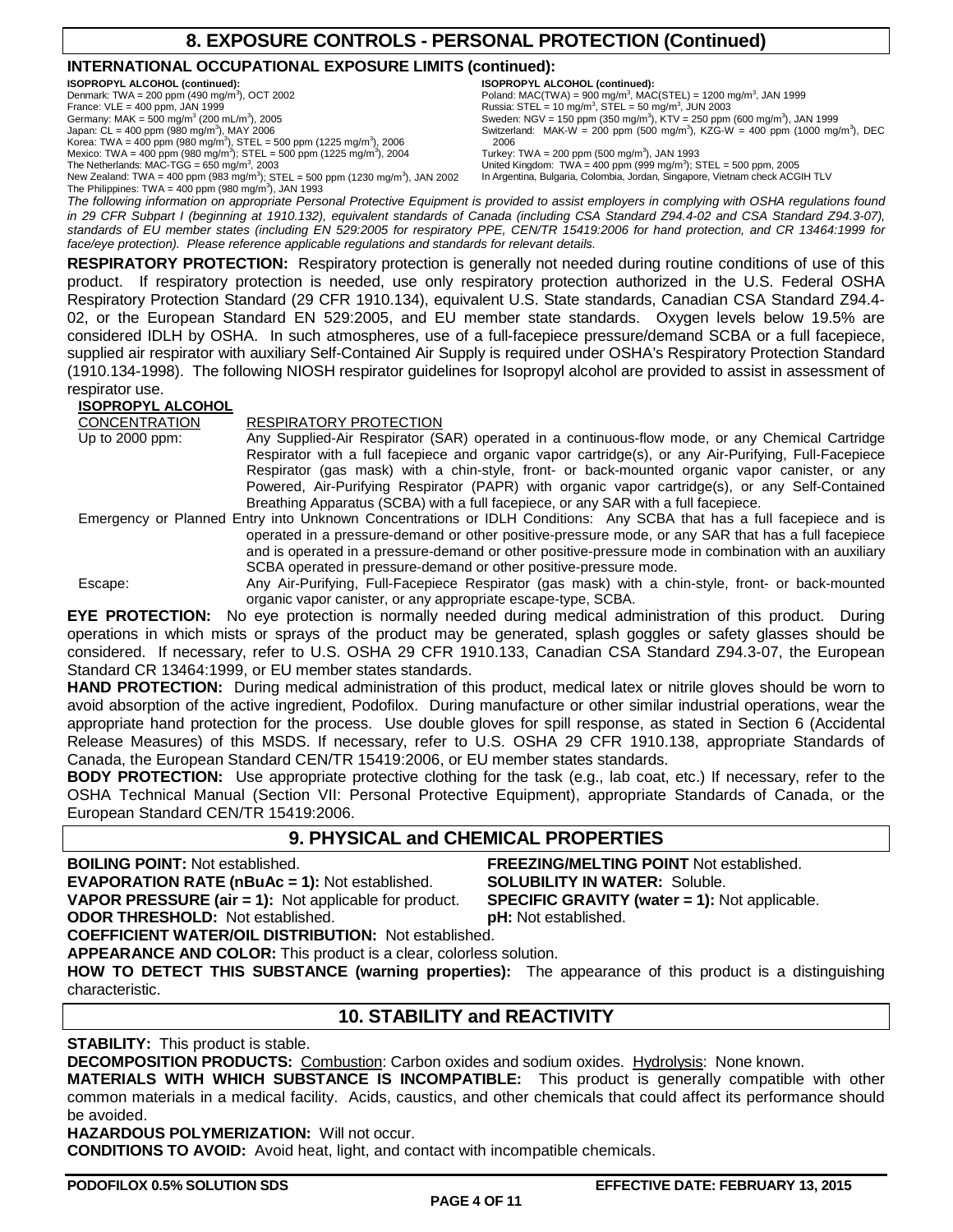## 8. EXPOSURE CONTROLS - PERSONAL PROTECTION (Continued)

### INTERNATIONAL OCCUPATIONAL EXPOSURE LIMITS (continued):

**ISOPROPYL ALCOHOL (continued):**
Denmark: TWA = 200 ppm (490 mg/m$^3$), OCT 2002
France: VLE = 400 ppm, JAN 1999
Germany: MAK = 500 mg/m$^3$ (200 mL/m$^3$), 2005
Japan: CL = 400 ppm (980 mg/m$^3$), MAY 2006
Korea: TWA = 400 ppm (980 mg/m$^3$), STEL = 500 ppm (1225 mg/m$^3$), 2006
Mexico: TWA = 400 ppm (980 mg/m$^3$); STEL = 500 ppm (1225 mg/m$^3$), 2004
The Netherlands: MAC-TGG = 650 mg/m$^3$, 2003
New Zealand: TWA = 400 ppm (983 mg/m$^3$); STEL = 500 ppm (1230 mg/m$^3$), JAN 2002
The Philippines: TWA = 400 ppm (980 mg/m$^3$), JAN 1993

**ISOPROPYL ALCOHOL (continued):**
Poland: MAC(TWA) = 900 mg/m$^3$, MAC(STEL) = 1200 mg/m$^3$, JAN 1999
Russia: STEL = 10 mg/m$^3$, STEL = 50 mg/m$^3$, JUN 2003
Sweden: NGV = 150 ppm (350 mg/m$^3$), KTV = 250 ppm (600 mg/m$^3$), JAN 1999
Switzerland: MAK-W = 200 ppm (500 mg/m$^3$), KZG-W = 400 ppm (1000 mg/m$^3$), DEC 2006
Turkey: TWA = 200 ppm (500 mg/m$^3$), JAN 1993
United Kingdom: TWA = 400 ppm (999 mg/m$^3$); STEL = 500 ppm, 2005
In Argentina, Bulgaria, Colombia, Jordan, Singapore, Vietnam check ACGIH TLV

*The following information on appropriate Personal Protective Equipment is provided to assist employers in complying with OSHA regulations found in 29 CFR Subpart I (beginning at 1910.132), equivalent standards of Canada (including CSA Standard Z94.4-02 and CSA Standard Z94.3-07), standards of EU member states (including EN 529:2005 for respiratory PPE, CEN/TR 15419:2006 for hand protection, and CR 13464:1999 for face/eye protection). Please reference applicable regulations and standards for relevant details.*

**RESPIRATORY PROTECTION:** Respiratory protection is generally not needed during routine conditions of use of this product. If respiratory protection is needed, use only respiratory protection authorized in the U.S. Federal OSHA Respiratory Protection Standard (29 CFR 1910.134), equivalent U.S. State standards, Canadian CSA Standard Z94.4-02, or the European Standard EN 529:2005, and EU member state standards. Oxygen levels below 19.5% are considered IDLH by OSHA. In such atmospheres, use of a full-facepiece pressure/demand SCBA or a full facepiece, supplied air respirator with auxiliary Self-Contained Air Supply is required under OSHA's Respiratory Protection Standard (1910.134-1998). The following NIOSH respirator guidelines for Isopropyl alcohol are provided to assist in assessment of respirator use.

**ISOPROPYL ALCOHOL**

| CONCENTRATION | RESPIRATORY PROTECTION |
|---|---|
| Up to 2000 ppm: | Any Supplied-Air Respirator (SAR) operated in a continuous-flow mode, or any Chemical Cartridge Respirator with a full facepiece and organic vapor cartridge(s), or any Air-Purifying, Full-Facepiece Respirator (gas mask) with a chin-style, front- or back-mounted organic vapor canister, or any Powered, Air-Purifying Respirator (PAPR) with organic vapor cartridge(s), or any Self-Contained Breathing Apparatus (SCBA) with a full facepiece, or any SAR with a full facepiece. |
| Emergency or Planned Entry into Unknown Concentrations or IDLH Conditions: | Any SCBA that has a full facepiece and is operated in a pressure-demand or other positive-pressure mode, or any SAR that has a full facepiece and is operated in a pressure-demand or other positive-pressure mode in combination with an auxiliary SCBA operated in pressure-demand or other positive-pressure mode. |
| Escape: | Any Air-Purifying, Full-Facepiece Respirator (gas mask) with a chin-style, front- or back-mounted organic vapor canister, or any appropriate escape-type, SCBA. |

**EYE PROTECTION:** No eye protection is normally needed during medical administration of this product. During operations in which mists or sprays of the product may be generated, splash goggles or safety glasses should be considered. If necessary, refer to U.S. OSHA 29 CFR 1910.133, Canadian CSA Standard Z94.3-07, the European Standard CR 13464:1999, or EU member states standards.

**HAND PROTECTION:** During medical administration of this product, medical latex or nitrile gloves should be worn to avoid absorption of the active ingredient, Podofilox. During manufacture or other similar industrial operations, wear the appropriate hand protection for the process. Use double gloves for spill response, as stated in Section 6 (Accidental Release Measures) of this MSDS. If necessary, refer to U.S. OSHA 29 CFR 1910.138, appropriate Standards of Canada, the European Standard CEN/TR 15419:2006, or EU member states standards.

**BODY PROTECTION:** Use appropriate protective clothing for the task (e.g., lab coat, etc.) If necessary, refer to the OSHA Technical Manual (Section VII: Personal Protective Equipment), appropriate Standards of Canada, or the European Standard CEN/TR 15419:2006.

## 9. PHYSICAL and CHEMICAL PROPERTIES

**BOILING POINT:** Not established.
**FREEZING/MELTING POINT** Not established.
**EVAPORATION RATE (nBuAc = 1):** Not established.
**SOLUBILITY IN WATER:** Soluble.
**VAPOR PRESSURE (air = 1):** Not applicable for product.
**SPECIFIC GRAVITY (water = 1):** Not applicable.
**ODOR THRESHOLD:** Not established.
**pH:** Not established.
**COEFFICIENT WATER/OIL DISTRIBUTION:** Not established.
**APPEARANCE AND COLOR:** This product is a clear, colorless solution.
**HOW TO DETECT THIS SUBSTANCE (warning properties):** The appearance of this product is a distinguishing characteristic.

## 10. STABILITY and REACTIVITY

**STABILITY:** This product is stable.
**DECOMPOSITION PRODUCTS:** Combustion: Carbon oxides and sodium oxides. Hydrolysis: None known.
**MATERIALS WITH WHICH SUBSTANCE IS INCOMPATIBLE:** This product is generally compatible with other common materials in a medical facility. Acids, caustics, and other chemicals that could affect its performance should be avoided.
**HAZARDOUS POLYMERIZATION:** Will not occur.
**CONDITIONS TO AVOID:** Avoid heat, light, and contact with incompatible chemicals.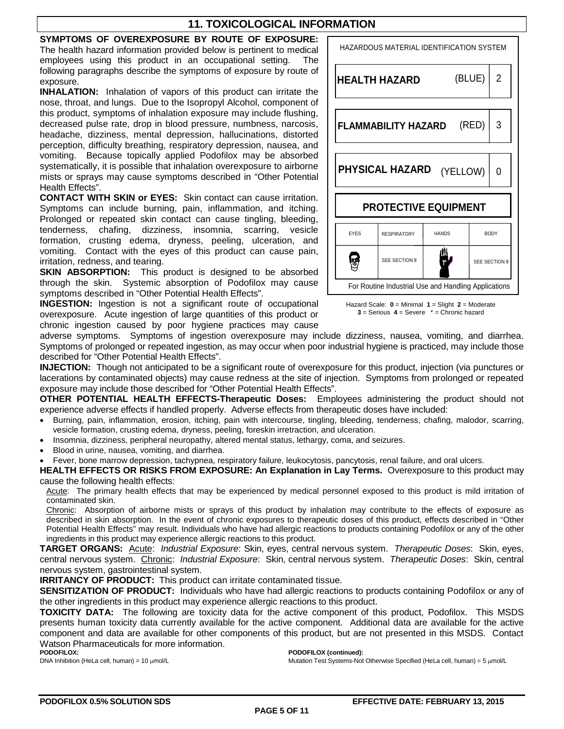## 11. TOXICOLOGICAL INFORMATION

**SYMPTOMS OF OVEREXPOSURE BY ROUTE OF EXPOSURE:** The health hazard information provided below is pertinent to medical employees using this product in an occupational setting. The following paragraphs describe the symptoms of exposure by route of exposure.

**INHALATION:** Inhalation of vapors of this product can irritate the nose, throat, and lungs. Due to the Isopropyl Alcohol, component of this product, symptoms of inhalation exposure may include flushing, decreased pulse rate, drop in blood pressure, numbness, narcosis, headache, dizziness, mental depression, hallucinations, distorted perception, difficulty breathing, respiratory depression, nausea, and vomiting. Because topically applied Podofilox may be absorbed systematically, it is possible that inhalation overexposure to airborne mists or sprays may cause symptoms described in "Other Potential Health Effects".

**CONTACT WITH SKIN or EYES:** Skin contact can cause irritation. Symptoms can include burning, pain, inflammation, and itching. Prolonged or repeated skin contact can cause tingling, bleeding, tenderness, chafing, dizziness, insomnia, scarring, vesicle formation, crusting edema, dryness, peeling, ulceration, and vomiting. Contact with the eyes of this product can cause pain, irritation, redness, and tearing.

**SKIN ABSORPTION:** This product is designed to be absorbed through the skin. Systemic absorption of Podofilox may cause symptoms described in "Other Potential Health Effects".

**INGESTION:** Ingestion is not a significant route of occupational overexposure. Acute ingestion of large quantities of this product or chronic ingestion caused by poor hygiene practices may cause adverse symptoms. Symptoms of ingestion overexposure may include dizziness, nausea, vomiting, and diarrhea. Symptoms of prolonged or repeated ingestion, as may occur when poor industrial hygiene is practiced, may include those described for "Other Potential Health Effects".

| HAZARDOUS MATERIAL IDENTIFICATION SYSTEM | | | |
|---|---|---|---|
| HEALTH HAZARD | | (BLUE) | 2 |
| FLAMMABILITY HAZARD | | (RED) | 3 |
| PHYSICAL HAZARD | | (YELLOW) | 0 |
| **PROTECTIVE EQUIPMENT** | | | |
| EYES | RESPIRATORY | HANDS | BODY |
| | SEE SECTION 8 | | SEE SECTION 8 |
| For Routine Industrial Use and Handling Applications | | | |

Hazard Scale: **0** = Minimal **1** = Slight **2** = Moderate **3** = Serious **4** = Severe * = Chronic hazard

**INJECTION:** Though not anticipated to be a significant route of overexposure for this product, injection (via punctures or lacerations by contaminated objects) may cause redness at the site of injection. Symptoms from prolonged or repeated exposure may include those described for "Other Potential Health Effects".

**OTHER POTENTIAL HEALTH EFFECTS-Therapeutic Doses:** Employees administering the product should not experience adverse effects if handled properly. Adverse effects from therapeutic doses have included:

- Burning, pain, inflammation, erosion, itching, pain with intercourse, tingling, bleeding, tenderness, chafing, malodor, scarring, vesicle formation, crusting edema, dryness, peeling, foreskin irretraction, and ulceration.
- Insomnia, dizziness, peripheral neuropathy, altered mental status, lethargy, coma, and seizures.
- Blood in urine, nausea, vomiting, and diarrhea.
- Fever, bone marrow depression, tachypnea, respiratory failure, leukocytosis, pancytosis, renal failure, and oral ulcers.

**HEALTH EFFECTS OR RISKS FROM EXPOSURE: An Explanation in Lay Terms.** Overexposure to this product may cause the following health effects:

Acute: The primary health effects that may be experienced by medical personnel exposed to this product is mild irritation of contaminated skin.

Chronic: Absorption of airborne mists or sprays of this product by inhalation may contribute to the effects of exposure as described in skin absorption. In the event of chronic exposures to therapeutic doses of this product, effects described in "Other Potential Health Effects" may result. Individuals who have had allergic reactions to products containing Podofilox or any of the other ingredients in this product may experience allergic reactions to this product.

**TARGET ORGANS:** Acute: *Industrial Exposure*: Skin, eyes, central nervous system. *Therapeutic Doses*: Skin, eyes, central nervous system. Chronic: *Industrial Exposure*: Skin, central nervous system. *Therapeutic Doses*: Skin, central nervous system, gastrointestinal system.

**IRRITANCY OF PRODUCT:** This product can irritate contaminated tissue.

**SENSITIZATION OF PRODUCT:** Individuals who have had allergic reactions to products containing Podofilox or any of the other ingredients in this product may experience allergic reactions to this product.

**TOXICITY DATA:** The following are toxicity data for the active component of this product, Podofilox. This MSDS presents human toxicity data currently available for the active component. Additional data are available for the active component and data are available for other components of this product, but are not presented in this MSDS. Contact Watson Pharmaceuticals for more information.

**PODOFILOX:**
DNA Inhibition (HeLa cell, human) = 10 μmol/L

**PODOFILOX (continued):**
Mutation Test Systems-Not Otherwise Specified (HeLa cell, human) = 5 μmol/L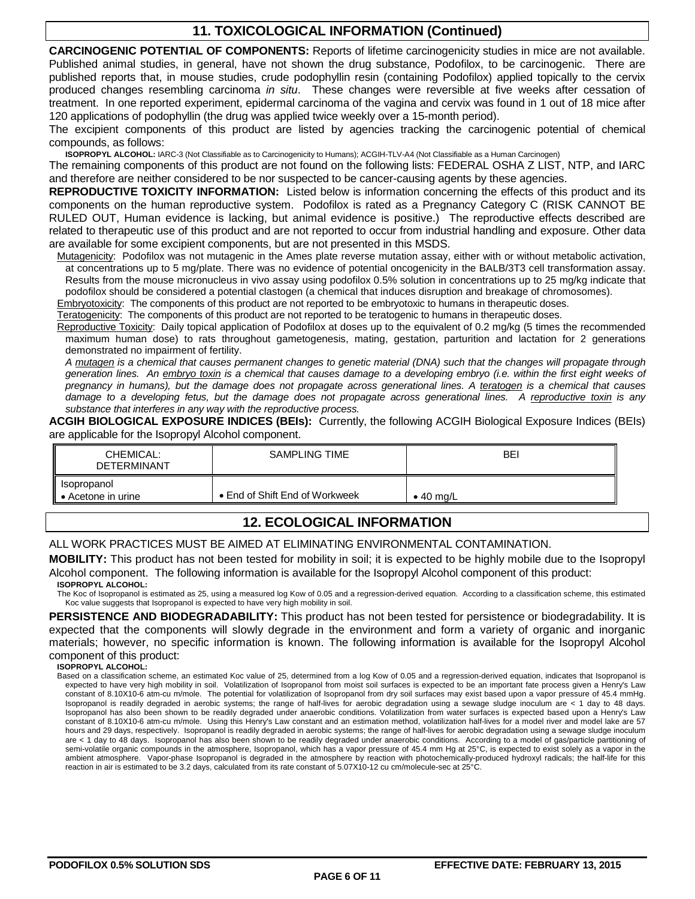## 11. TOXICOLOGICAL INFORMATION (Continued)

**CARCINOGENIC POTENTIAL OF COMPONENTS:** Reports of lifetime carcinogenicity studies in mice are not available. Published animal studies, in general, have not shown the drug substance, Podofilox, to be carcinogenic. There are published reports that, in mouse studies, crude podophyllin resin (containing Podofilox) applied topically to the cervix produced changes resembling carcinoma *in situ*. These changes were reversible at five weeks after cessation of treatment. In one reported experiment, epidermal carcinoma of the vagina and cervix was found in 1 out of 18 mice after 120 applications of podophyllin (the drug was applied twice weekly over a 15-month period).

The excipient components of this product are listed by agencies tracking the carcinogenic potential of chemical compounds, as follows:

**ISOPROPYL ALCOHOL:** IARC-3 (Not Classifiable as to Carcinogenicity to Humans); ACGIH-TLV-A4 (Not Classifiable as a Human Carcinogen)

The remaining components of this product are not found on the following lists: FEDERAL OSHA Z LIST, NTP, and IARC and therefore are neither considered to be nor suspected to be cancer-causing agents by these agencies.

**REPRODUCTIVE TOXICITY INFORMATION:** Listed below is information concerning the effects of this product and its components on the human reproductive system. Podofilox is rated as a Pregnancy Category C (RISK CANNOT BE RULED OUT, Human evidence is lacking, but animal evidence is positive.) The reproductive effects described are related to therapeutic use of this product and are not reported to occur from industrial handling and exposure. Other data are available for some excipient components, but are not presented in this MSDS.

<u>Mutagenicity</u>: Podofilox was not mutagenic in the Ames plate reverse mutation assay, either with or without metabolic activation, at concentrations up to 5 mg/plate. There was no evidence of potential oncogenicity in the BALB/3T3 cell transformation assay. Results from the mouse micronucleus in vivo assay using podofilox 0.5% solution in concentrations up to 25 mg/kg indicate that podofilox should be considered a potential clastogen (a chemical that induces disruption and breakage of chromosomes).

<u>Embryotoxicity</u>: The components of this product are not reported to be embryotoxic to humans in therapeutic doses.

<u>Teratogenicity</u>: The components of this product are not reported to be teratogenic to humans in therapeutic doses.

<u>Reproductive Toxicity</u>: Daily topical application of Podofilox at doses up to the equivalent of 0.2 mg/kg (5 times the recommended maximum human dose) to rats throughout gametogenesis, mating, gestation, parturition and lactation for 2 generations demonstrated no impairment of fertility.

*A <u>mutagen</u> is a chemical that causes permanent changes to genetic material (DNA) such that the changes will propagate through generation lines. An <u>embryo toxin</u> is a chemical that causes damage to a developing embryo (i.e. within the first eight weeks of pregnancy in humans), but the damage does not propagate across generational lines. A <u>teratogen</u> is a chemical that causes damage to a developing fetus, but the damage does not propagate across generational lines. A <u>reproductive toxin</u> is any substance that interferes in any way with the reproductive process.*

**ACGIH BIOLOGICAL EXPOSURE INDICES (BEIs):** Currently, the following ACGIH Biological Exposure Indices (BEIs) are applicable for the Isopropyl Alcohol component.

| CHEMICAL: DETERMINANT | SAMPLING TIME | BEI |
|---|---|---|
| Isopropanol<br>• Acetone in urine | • End of Shift End of Workweek | • 40 mg/L |

## 12. ECOLOGICAL INFORMATION

ALL WORK PRACTICES MUST BE AIMED AT ELIMINATING ENVIRONMENTAL CONTAMINATION.

**MOBILITY:** This product has not been tested for mobility in soil; it is expected to be highly mobile due to the Isopropyl Alcohol component. The following information is available for the Isopropyl Alcohol component of this product:

**ISOPROPYL ALCOHOL:**

The Koc of Isopropanol is estimated as 25, using a measured log Kow of 0.05 and a regression-derived equation. According to a classification scheme, this estimated Koc value suggests that Isopropanol is expected to have very high mobility in soil.

**PERSISTENCE AND BIODEGRADABILITY:** This product has not been tested for persistence or biodegradability. It is expected that the components will slowly degrade in the environment and form a variety of organic and inorganic materials; however, no specific information is known. The following information is available for the Isopropyl Alcohol component of this product:

**ISOPROPYL ALCOHOL:**

Based on a classification scheme, an estimated Koc value of 25, determined from a log Kow of 0.05 and a regression-derived equation, indicates that Isopropanol is expected to have very high mobility in soil. Volatilization of Isopropanol from moist soil surfaces is expected to be an important fate process given a Henry's Law constant of 8.10X10-6 atm-cu m/mole. The potential for volatilization of Isopropanol from dry soil surfaces may exist based upon a vapor pressure of 45.4 mmHg. Isopropanol is readily degraded in aerobic systems; the range of half-lives for aerobic degradation using a sewage sludge inoculum are < 1 day to 48 days. Isopropanol has also been shown to be readily degraded under anaerobic conditions. Volatilization from water surfaces is expected based upon a Henry's Law constant of 8.10X10-6 atm-cu m/mole. Using this Henry's Law constant and an estimation method, volatilization half-lives for a model river and model lake are 57 hours and 29 days, respectively. Isopropanol is readily degraded in aerobic systems; the range of half-lives for aerobic degradation using a sewage sludge inoculum are < 1 day to 48 days. Isopropanol has also been shown to be readily degraded under anaerobic conditions. According to a model of gas/particle partitioning of semi-volatile organic compounds in the atmosphere, Isopropanol, which has a vapor pressure of 45.4 mm Hg at 25°C, is expected to exist solely as a vapor in the ambient atmosphere. Vapor-phase Isopropanol is degraded in the atmosphere by reaction with photochemically-produced hydroxyl radicals; the half-life for this reaction in air is estimated to be 3.2 days, calculated from its rate constant of 5.07X10-12 cu cm/molecule-sec at 25°C.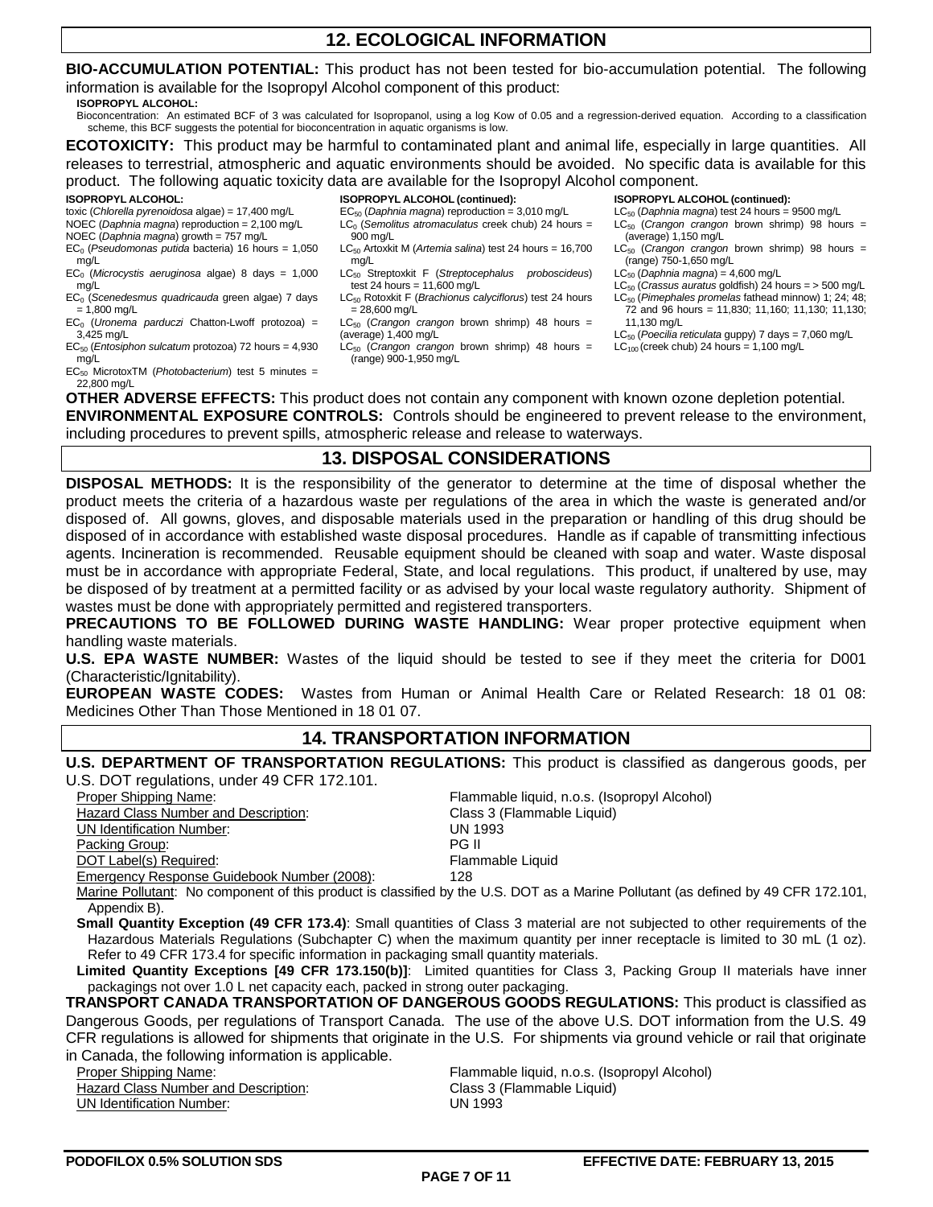## 12. ECOLOGICAL INFORMATION

**BIO-ACCUMULATION POTENTIAL:** This product has not been tested for bio-accumulation potential. The following information is available for the Isopropyl Alcohol component of this product:

**ISOPROPYL ALCOHOL:**

Bioconcentration: An estimated BCF of 3 was calculated for Isopropanol, using a log Kow of 0.05 and a regression-derived equation. According to a classification scheme, this BCF suggests the potential for bioconcentration in aquatic organisms is low.

**ECOTOXICITY:** This product may be harmful to contaminated plant and animal life, especially in large quantities. All releases to terrestrial, atmospheric and aquatic environments should be avoided. No specific data is available for this product. The following aquatic toxicity data are available for the Isopropyl Alcohol component.

**ISOPROPYL ALCOHOL:**

toxic (*Chlorella pyrenoidosa* algae) = 17,400 mg/L
NOEC (*Daphnia magna*) reproduction = 2,100 mg/L
NOEC (*Daphnia magna*) growth = 757 mg/L
$EC_0$ (*Pseudomonas putida* bacteria) 16 hours = 1,050 mg/L
$EC_0$ (*Microcystis aeruginosa* algae) 8 days = 1,000 mg/L
$EC_0$ (*Scenedesmus quadricauda* green algae) 7 days = 1,800 mg/L
$EC_0$ (*Uronema parduczi* Chatton-Lwoff protozoa) = 3,425 mg/L
$EC_{50}$ (*Entosiphon sulcatum* protozoa) 72 hours = 4,930 mg/L
$EC_{50}$ MicrotoxTM (*Photobacterium*) test 5 minutes = 22,800 mg/L

**ISOPROPYL ALCOHOL (continued):**

$EC_{50}$ (*Daphnia magna*) reproduction = 3,010 mg/L
$LC_0$ (*Semolitus atromaculatus* creek chub) 24 hours = 900 mg/L
$LC_{50}$ Artoxkit M (*Artemia salina*) test 24 hours = 16,700 mg/L
$LC_{50}$ Streptoxkit F (*Streptocephalus proboscideus*) test 24 hours = 11,600 mg/L
$LC_{50}$ Rotoxkit F (*Brachionus calyciflorus*) test 24 hours = 28,600 mg/L
$LC_{50}$ (*Crangon crangon* brown shrimp) 48 hours = (average) 1,400 mg/L
$LC_{50}$ (*Crangon crangon* brown shrimp) 48 hours = (range) 900-1,950 mg/L

**ISOPROPYL ALCOHOL (continued):**

$LC_{50}$ (*Daphnia magna*) test 24 hours = 9500 mg/L
$LC_{50}$ (*Crangon crangon* brown shrimp) 98 hours = (average) 1,150 mg/L
$LC_{50}$ (*Crangon crangon* brown shrimp) 98 hours = (range) 750-1,650 mg/L
$LC_{50}$ (*Daphnia magna*) = 4,600 mg/L
$LC_{50}$ (*Crassus auratus* goldfish) 24 hours = > 500 mg/L
$LC_{50}$ (*Pimephales promelas* fathead minnow) 1; 24; 48; 72 and 96 hours = 11,830; 11,160; 11,130; 11,130; 11,130 mg/L
$LC_{50}$ (*Poecilia reticulata* guppy) 7 days = 7,060 mg/L
$LC_{100}$ (creek chub) 24 hours = 1,100 mg/L

**OTHER ADVERSE EFFECTS:** This product does not contain any component with known ozone depletion potential.

**ENVIRONMENTAL EXPOSURE CONTROLS:** Controls should be engineered to prevent release to the environment, including procedures to prevent spills, atmospheric release and release to waterways.

## 13. DISPOSAL CONSIDERATIONS

**DISPOSAL METHODS:** It is the responsibility of the generator to determine at the time of disposal whether the product meets the criteria of a hazardous waste per regulations of the area in which the waste is generated and/or disposed of. All gowns, gloves, and disposable materials used in the preparation or handling of this drug should be disposed of in accordance with established waste disposal procedures. Handle as if capable of transmitting infectious agents. Incineration is recommended. Reusable equipment should be cleaned with soap and water. Waste disposal must be in accordance with appropriate Federal, State, and local regulations. This product, if unaltered by use, may be disposed of by treatment at a permitted facility or as advised by your local waste regulatory authority. Shipment of wastes must be done with appropriately permitted and registered transporters.

**PRECAUTIONS TO BE FOLLOWED DURING WASTE HANDLING:** Wear proper protective equipment when handling waste materials.

**U.S. EPA WASTE NUMBER:** Wastes of the liquid should be tested to see if they meet the criteria for D001 (Characteristic/Ignitability).

**EUROPEAN WASTE CODES:** Wastes from Human or Animal Health Care or Related Research: 18 01 08: Medicines Other Than Those Mentioned in 18 01 07.

## 14. TRANSPORTATION INFORMATION

**U.S. DEPARTMENT OF TRANSPORTATION REGULATIONS:** This product is classified as dangerous goods, per U.S. DOT regulations, under 49 CFR 172.101.

| | |
|---|---|
| Proper Shipping Name: | Flammable liquid, n.o.s. (Isopropyl Alcohol) |
| Hazard Class Number and Description: | Class 3 (Flammable Liquid) |
| UN Identification Number: | UN 1993 |
| Packing Group: | PG II |
| DOT Label(s) Required: | Flammable Liquid |
| Emergency Response Guidebook Number (2008): | 128 |

Marine Pollutant: No component of this product is classified by the U.S. DOT as a Marine Pollutant (as defined by 49 CFR 172.101, Appendix B).

**Small Quantity Exception (49 CFR 173.4)**: Small quantities of Class 3 material are not subjected to other requirements of the Hazardous Materials Regulations (Subchapter C) when the maximum quantity per inner receptacle is limited to 30 mL (1 oz). Refer to 49 CFR 173.4 for specific information in packaging small quantity materials.

**Limited Quantity Exceptions [49 CFR 173.150(b)]**: Limited quantities for Class 3, Packing Group II materials have inner packagings not over 1.0 L net capacity each, packed in strong outer packaging.

**TRANSPORT CANADA TRANSPORTATION OF DANGEROUS GOODS REGULATIONS:** This product is classified as Dangerous Goods, per regulations of Transport Canada. The use of the above U.S. DOT information from the U.S. 49 CFR regulations is allowed for shipments that originate in the U.S. For shipments via ground vehicle or rail that originate in Canada, the following information is applicable.

| | |
|---|---|
| Proper Shipping Name: | Flammable liquid, n.o.s. (Isopropyl Alcohol) |
| Hazard Class Number and Description: | Class 3 (Flammable Liquid) |
| UN Identification Number: | UN 1993 |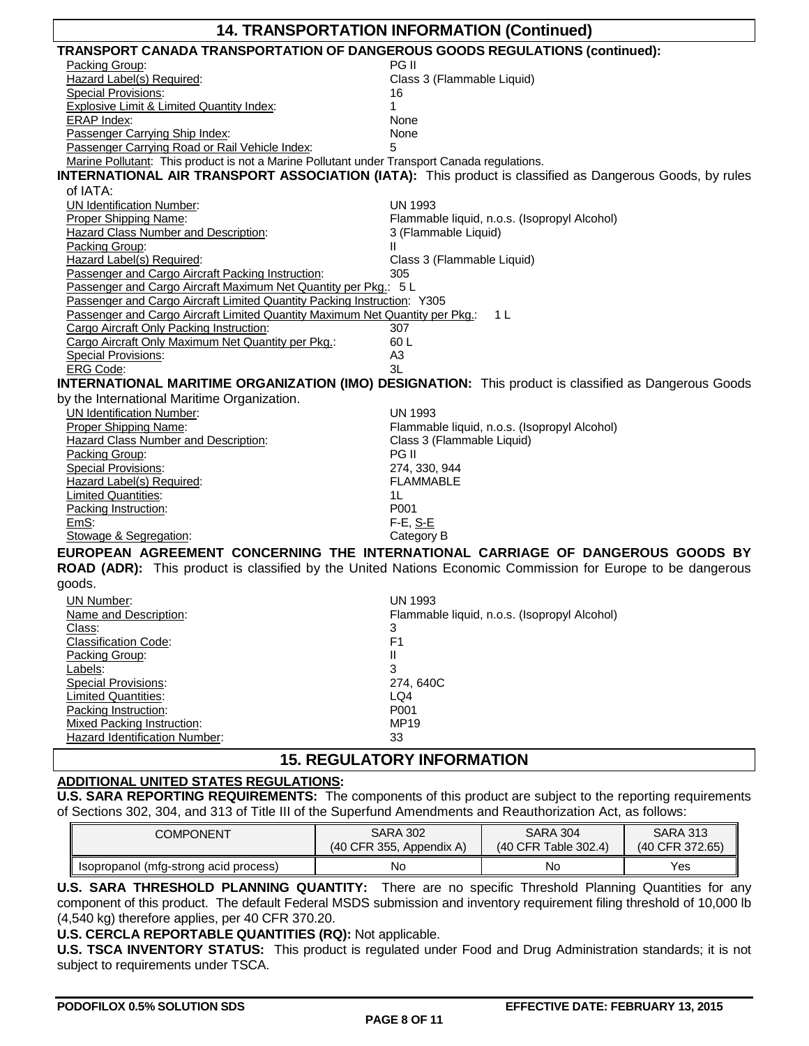## 14. TRANSPORTATION INFORMATION (Continued)

**TRANSPORT CANADA TRANSPORTATION OF DANGEROUS GOODS REGULATIONS (continued):**

| | |
|---|---|
| Packing Group: | PG II |
| Hazard Label(s) Required: | Class 3 (Flammable Liquid) |
| Special Provisions: | 16 |
| Explosive Limit & Limited Quantity Index: | 1 |
| ERAP Index: | None |
| Passenger Carrying Ship Index: | None |
| Passenger Carrying Road or Rail Vehicle Index: | 5 |

Marine Pollutant: This product is not a Marine Pollutant under Transport Canada regulations.

**INTERNATIONAL AIR TRANSPORT ASSOCIATION (IATA):** This product is classified as Dangerous Goods, by rules of IATA:

| | |
|---|---|
| UN Identification Number: | UN 1993 |
| Proper Shipping Name: | Flammable liquid, n.o.s. (Isopropyl Alcohol) |
| Hazard Class Number and Description: | 3 (Flammable Liquid) |
| Packing Group: | II |
| Hazard Label(s) Required: | Class 3 (Flammable Liquid) |
| Passenger and Cargo Aircraft Packing Instruction: | 305 |
| Passenger and Cargo Aircraft Maximum Net Quantity per Pkg.: | 5 L |
| Passenger and Cargo Aircraft Limited Quantity Packing Instruction: | Y305 |
| Passenger and Cargo Aircraft Limited Quantity Maximum Net Quantity per Pkg.: | 1 L |
| Cargo Aircraft Only Packing Instruction: | 307 |
| Cargo Aircraft Only Maximum Net Quantity per Pkg.: | 60 L |
| Special Provisions: | A3 |
| ERG Code: | 3L |

**INTERNATIONAL MARITIME ORGANIZATION (IMO) DESIGNATION:** This product is classified as Dangerous Goods by the International Maritime Organization.

| | |
|---|---|
| UN Identification Number: | UN 1993 |
| Proper Shipping Name: | Flammable liquid, n.o.s. (Isopropyl Alcohol) |
| Hazard Class Number and Description: | Class 3 (Flammable Liquid) |
| Packing Group: | PG II |
| Special Provisions: | 274, 330, 944 |
| Hazard Label(s) Required: | FLAMMABLE |
| Limited Quantities: | 1L |
| Packing Instruction: | P001 |
| EmS: | F-E, S-E |
| Stowage & Segregation: | Category B |

**EUROPEAN AGREEMENT CONCERNING THE INTERNATIONAL CARRIAGE OF DANGEROUS GOODS BY ROAD (ADR):** This product is classified by the United Nations Economic Commission for Europe to be dangerous goods.

| | |
|---|---|
| UN Number: | UN 1993 |
| Name and Description: | Flammable liquid, n.o.s. (Isopropyl Alcohol) |
| Class: | 3 |
| Classification Code: | F1 |
| Packing Group: | II |
| Labels: | 3 |
| Special Provisions: | 274, 640C |
| Limited Quantities: | LQ4 |
| Packing Instruction: | P001 |
| Mixed Packing Instruction: | MP19 |
| Hazard Identification Number: | 33 |

## 15. REGULATORY INFORMATION

**ADDITIONAL UNITED STATES REGULATIONS:**

**U.S. SARA REPORTING REQUIREMENTS:** The components of this product are subject to the reporting requirements of Sections 302, 304, and 313 of Title III of the Superfund Amendments and Reauthorization Act, as follows:

| COMPONENT | SARA 302 (40 CFR 355, Appendix A) | SARA 304 (40 CFR Table 302.4) | SARA 313 (40 CFR 372.65) |
|---|---|---|---|
| Isopropanol (mfg-strong acid process) | No | No | Yes |

**U.S. SARA THRESHOLD PLANNING QUANTITY:** There are no specific Threshold Planning Quantities for any component of this product. The default Federal MSDS submission and inventory requirement filing threshold of 10,000 lb (4,540 kg) therefore applies, per 40 CFR 370.20.

**U.S. CERCLA REPORTABLE QUANTITIES (RQ):** Not applicable.

**U.S. TSCA INVENTORY STATUS:** This product is regulated under Food and Drug Administration standards; it is not subject to requirements under TSCA.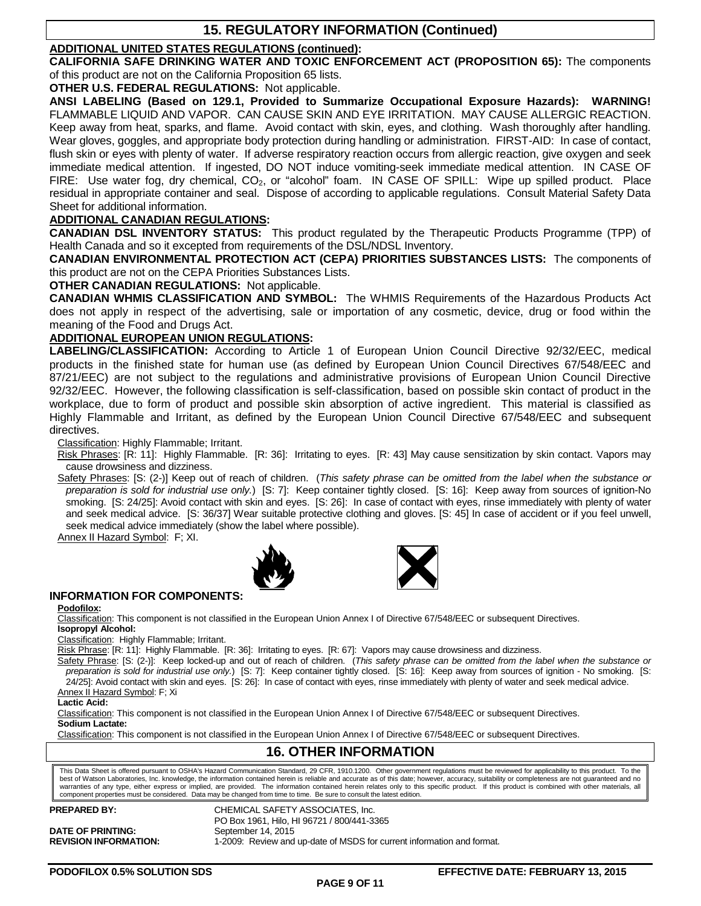## 15. REGULATORY INFORMATION (Continued)

**ADDITIONAL UNITED STATES REGULATIONS (continued):**

**CALIFORNIA SAFE DRINKING WATER AND TOXIC ENFORCEMENT ACT (PROPOSITION 65):** The components of this product are not on the California Proposition 65 lists.

**OTHER U.S. FEDERAL REGULATIONS:** Not applicable.

**ANSI LABELING (Based on 129.1, Provided to Summarize Occupational Exposure Hazards): WARNING!** FLAMMABLE LIQUID AND VAPOR. CAN CAUSE SKIN AND EYE IRRITATION. MAY CAUSE ALLERGIC REACTION. Keep away from heat, sparks, and flame. Avoid contact with skin, eyes, and clothing. Wash thoroughly after handling. Wear gloves, goggles, and appropriate body protection during handling or administration. FIRST-AID: In case of contact, flush skin or eyes with plenty of water. If adverse respiratory reaction occurs from allergic reaction, give oxygen and seek immediate medical attention. If ingested, DO NOT induce vomiting-seek immediate medical attention. IN CASE OF FIRE: Use water fog, dry chemical, $CO_2$, or "alcohol" foam. IN CASE OF SPILL: Wipe up spilled product. Place residual in appropriate container and seal. Dispose of according to applicable regulations. Consult Material Safety Data Sheet for additional information.

**ADDITIONAL CANADIAN REGULATIONS:**

**CANADIAN DSL INVENTORY STATUS:** This product regulated by the Therapeutic Products Programme (TPP) of Health Canada and so it excepted from requirements of the DSL/NDSL Inventory.

**CANADIAN ENVIRONMENTAL PROTECTION ACT (CEPA) PRIORITIES SUBSTANCES LISTS:** The components of this product are not on the CEPA Priorities Substances Lists.

**OTHER CANADIAN REGULATIONS:** Not applicable.

**CANADIAN WHMIS CLASSIFICATION AND SYMBOL:** The WHMIS Requirements of the Hazardous Products Act does not apply in respect of the advertising, sale or importation of any cosmetic, device, drug or food within the meaning of the Food and Drugs Act.

**ADDITIONAL EUROPEAN UNION REGULATIONS:**

**LABELING/CLASSIFICATION:** According to Article 1 of European Union Council Directive 92/32/EEC, medical products in the finished state for human use (as defined by European Union Council Directives 67/548/EEC and 87/21/EEC) are not subject to the regulations and administrative provisions of European Union Council Directive 92/32/EEC. However, the following classification is self-classification, based on possible skin contact of product in the workplace, due to form of product and possible skin absorption of active ingredient. This material is classified as Highly Flammable and Irritant, as defined by the European Union Council Directive 67/548/EEC and subsequent directives.

Classification: Highly Flammable; Irritant.

Risk Phrases: [R: 11]: Highly Flammable. [R: 36]: Irritating to eyes. [R: 43] May cause sensitization by skin contact. Vapors may cause drowsiness and dizziness.

Safety Phrases: [S: (2-)] Keep out of reach of children. (*This safety phrase can be omitted from the label when the substance or preparation is sold for industrial use only.*) [S: 7]: Keep container tightly closed. [S: 16]: Keep away from sources of ignition-No smoking. [S: 24/25]: Avoid contact with skin and eyes. [S: 26]: In case of contact with eyes, rinse immediately with plenty of water and seek medical advice. [S: 36/37] Wear suitable protective clothing and gloves. [S: 45] In case of accident or if you feel unwell, seek medical advice immediately (show the label where possible).

Annex II Hazard Symbol: F; XI.

**INFORMATION FOR COMPONENTS:**

**Podofilox:**

Classification: This component is not classified in the European Union Annex I of Directive 67/548/EEC or subsequent Directives.

**Isopropyl Alcohol:**

Classification: Highly Flammable; Irritant.

Risk Phrase: [R: 11]: Highly Flammable. [R: 36]: Irritating to eyes. [R: 67]: Vapors may cause drowsiness and dizziness.

Safety Phrase: [S: (2-)]: Keep locked-up and out of reach of children. (*This safety phrase can be omitted from the label when the substance or preparation is sold for industrial use only.*) [S: 7]: Keep container tightly closed. [S: 16]: Keep away from sources of ignition - No smoking. [S: 24/25]: Avoid contact with skin and eyes. [S: 26]: In case of contact with eyes, rinse immediately with plenty of water and seek medical advice.

Annex II Hazard Symbol: F; Xi

**Lactic Acid:**

Classification: This component is not classified in the European Union Annex I of Directive 67/548/EEC or subsequent Directives.

**Sodium Lactate:**

Classification: This component is not classified in the European Union Annex I of Directive 67/548/EEC or subsequent Directives.

## 16. OTHER INFORMATION

This Data Sheet is offered pursuant to OSHA's Hazard Communication Standard, 29 CFR, 1910.1200. Other government regulations must be reviewed for applicability to this product. To the best of Watson Laboratories, Inc. knowledge, the information contained herein is reliable and accurate as of this date; however, accuracy, suitability or completeness are not guaranteed and no warranties of any type, either express or implied, are provided. The information contained herein relates only to this specific product. If this product is combined with other materials, all component properties must be considered. Data may be changed from time to time. Be sure to consult the latest edition.

**PREPARED BY:** CHEMICAL SAFETY ASSOCIATES, Inc.
PO Box 1961, Hilo, HI 96721 / 800/441-3365

**DATE OF PRINTING:** September 14, 2015

**REVISION INFORMATION:** 1-2009: Review and up-date of MSDS for current information and format.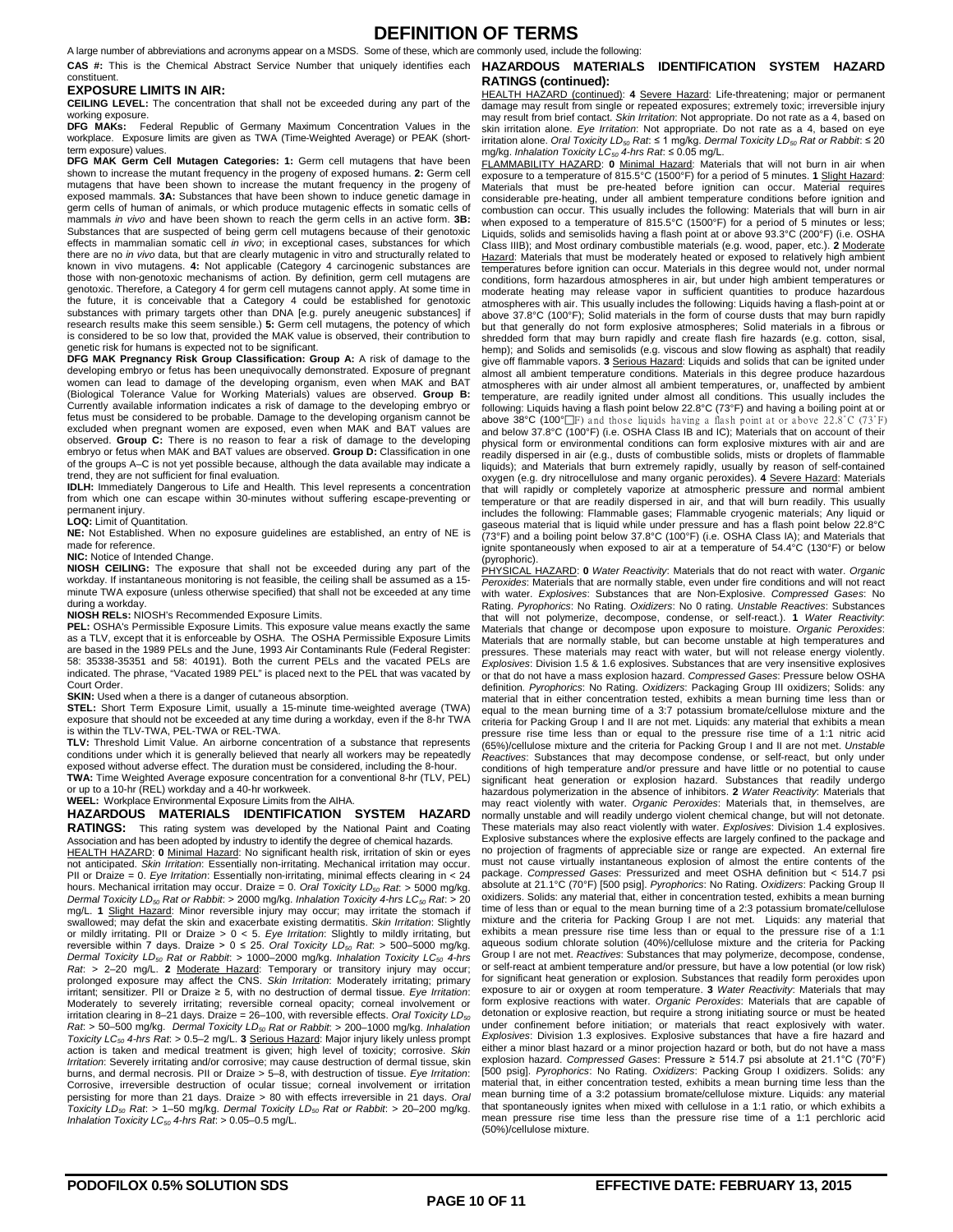# DEFINITION OF TERMS

A large number of abbreviations and acronyms appear on a MSDS. Some of these, which are commonly used, include the following:

**CAS #:** This is the Chemical Abstract Service Number that uniquely identifies each constituent.

## EXPOSURE LIMITS IN AIR:

**CEILING LEVEL:** The concentration that shall not be exceeded during any part of the working exposure.

**DFG MAKs:** Federal Republic of Germany Maximum Concentration Values in the workplace. Exposure limits are given as TWA (Time-Weighted Average) or PEAK (short-term exposure) values.

**DFG MAK Germ Cell Mutagen Categories: 1:** Germ cell mutagens that have been shown to increase the mutant frequency in the progeny of exposed humans. **2:** Germ cell mutagens that have been shown to increase the mutant frequency in the progeny of exposed mammals. **3A:** Substances that have been shown to induce genetic damage in germ cells of human of animals, or which produce mutagenic effects in somatic cells of mammals *in vivo* and have been shown to reach the germ cells in an active form. **3B:** Substances that are suspected of being germ cell mutagens because of their genotoxic effects in mammalian somatic cell *in vivo*; in exceptional cases, substances for which there are no *in vivo* data, but that are clearly mutagenic in vitro and structurally related to known in vivo mutagens. **4:** Not applicable (Category 4 carcinogenic substances are those with non-genotoxic mechanisms of action. By definition, germ cell mutagens are genotoxic. Therefore, a Category 4 for germ cell mutagens cannot apply. At some time in the future, it is conceivable that a Category 4 could be established for genotoxic substances with primary targets other than DNA [e.g. purely aneugenic substances] if research results make this seem sensible.) **5:** Germ cell mutagens, the potency of which is considered to be so low that, provided the MAK value is observed, their contribution to genetic risk for humans is expected not to be significant.

**DFG MAK Pregnancy Risk Group Classification: Group A:** A risk of damage to the developing embryo or fetus has been unequivocally demonstrated. Exposure of pregnant women can lead to damage of the developing organism, even when MAK and BAT (Biological Tolerance Value for Working Materials) values are observed. **Group B:** Currently available information indicates a risk of damage to the developing embryo or fetus must be considered to be probable. Damage to the developing organism cannot be excluded when pregnant women are exposed, even when MAK and BAT values are observed. **Group C:** There is no reason to fear a risk of damage to the developing embryo or fetus when MAK and BAT values are observed. **Group D:** Classification in one of the groups A–C is not yet possible because, although the data available may indicate a trend, they are not sufficient for final evaluation.

**IDLH:** Immediately Dangerous to Life and Health. This level represents a concentration from which one can escape within 30-minutes without suffering escape-preventing or permanent injury.

**LOQ:** Limit of Quantitation.

**NE:** Not Established. When no exposure guidelines are established, an entry of NE is made for reference.

**NIC:** Notice of Intended Change.

**NIOSH CEILING:** The exposure that shall not be exceeded during any part of the workday. If instantaneous monitoring is not feasible, the ceiling shall be assumed as a 15-minute TWA exposure (unless otherwise specified) that shall not be exceeded at any time during a workday.

**NIOSH RELs:** NIOSH's Recommended Exposure Limits.

**PEL:** OSHA's Permissible Exposure Limits. This exposure value means exactly the same as a TLV, except that it is enforceable by OSHA. The OSHA Permissible Exposure Limits are based in the 1989 PELs and the June, 1993 Air Contaminants Rule (Federal Register: 58: 35338-35351 and 58: 40191). Both the current PELs and the vacated PELs are indicated. The phrase, "Vacated 1989 PEL" is placed next to the PEL that was vacated by Court Order.

**SKIN:** Used when a there is a danger of cutaneous absorption.

**STEL:** Short Term Exposure Limit, usually a 15-minute time-weighted average (TWA) exposure that should not be exceeded at any time during a workday, even if the 8-hr TWA is within the TLV-TWA, PEL-TWA or REL-TWA.

**TLV:** Threshold Limit Value. An airborne concentration of a substance that represents conditions under which it is generally believed that nearly all workers may be repeatedly exposed without adverse effect. The duration must be considered, including the 8-hour.

**TWA:** Time Weighted Average exposure concentration for a conventional 8-hr (TLV, PEL) or up to a 10-hr (REL) workday and a 40-hr workweek.

**WEEL:** Workplace Environmental Exposure Limits from the AIHA.

## HAZARDOUS MATERIALS IDENTIFICATION SYSTEM HAZARD RATINGS:

This rating system was developed by the National Paint and Coating Association and has been adopted by industry to identify the degree of chemical hazards.

HEALTH HAZARD: **0** Minimal Hazard: No significant health risk, irritation of skin or eyes not anticipated. *Skin Irritation*: Essentially non-irritating. Mechanical irritation may occur. PII or Draize = 0. *Eye Irritation*: Essentially non-irritating, minimal effects clearing in < 24 hours. Mechanical irritation may occur. Draize = 0. *Oral Toxicity $LD_{50}$ Rat*: > 5000 mg/kg. *Dermal Toxicity $LD_{50}$ Rat or Rabbit*: > 2000 mg/kg. *Inhalation Toxicity 4-hrs $LC_{50}$ Rat*: > 20 mg/L. **1** Slight Hazard: Minor reversible injury may occur; may irritate the stomach if swallowed; may defat the skin and exacerbate existing dermatitis. *Skin Irritation*: Slightly or mildly irritating. PII or Draize > 0 < 5. *Eye Irritation*: Slightly to mildly irritating, but reversible within 7 days. Draize > 0 ≤ 25. *Oral Toxicity $LD_{50}$ Rat*: > 500–5000 mg/kg. *Dermal Toxicity $LD_{50}$ Rat or Rabbit*: > 1000–2000 mg/kg. *Inhalation Toxicity $LC_{50}$ 4-hrs Rat*: > 2–20 mg/L. **2** Moderate Hazard: Temporary or transitory injury may occur; prolonged exposure may affect the CNS. *Skin Irritation*: Moderately irritating; primary irritant; sensitizer. PII or Draize ≥ 5, with no destruction of dermal tissue. *Eye Irritation*: Moderately to severely irritating; reversible corneal opacity; corneal involvement or irritation clearing in 8–21 days. Draize = 26–100, with reversible effects. *Oral Toxicity $LD_{50}$ Rat*: > 50–500 mg/kg. *Dermal Toxicity $LD_{50}$ Rat or Rabbit*: > 200–1000 mg/kg. *Inhalation Toxicity $LC_{50}$ 4-hrs Rat*: > 0.5–2 mg/L. **3** Serious Hazard: Major injury likely unless prompt action is taken and medical treatment is given; high level of toxicity; corrosive. *Skin Irritation*: Severely irritating and/or corrosive; may cause destruction of dermal tissue, skin burns, and dermal necrosis. PII or Draize > 5–8, with destruction of tissue. *Eye Irritation*: Corrosive, irreversible destruction of ocular tissue; corneal involvement or irritation persisting for more than 21 days. Draize > 80 with effects irreversible in 21 days. *Oral Toxicity $LD_{50}$ Rat*: > 1–50 mg/kg. *Dermal Toxicity $LD_{50}$ Rat or Rabbit*: > 20–200 mg/kg. *Inhalation Toxicity $LC_{50}$ 4-hrs Rat*: > 0.05–0.5 mg/L.

## HAZARDOUS MATERIALS IDENTIFICATION SYSTEM HAZARD RATINGS (continued):

HEALTH HAZARD (continued): **4** Severe Hazard: Life-threatening; major or permanent damage may result from single or repeated exposures; extremely toxic; irreversible injury may result from brief contact. *Skin Irritation*: Not appropriate. Do not rate as a 4, based on skin irritation alone. *Eye Irritation*: Not appropriate. Do not rate as a 4, based on eye irritation alone. *Oral Toxicity $LD_{50}$ Rat*: ≤ 1 mg/kg. *Dermal Toxicity $LD_{50}$ Rat or Rabbit*: ≤ 20 mg/kg. *Inhalation Toxicity $LC_{50}$ 4-hrs Rat*: ≤ 0.05 mg/L.

FLAMMABILITY HAZARD: **0** Minimal Hazard: Materials that will not burn in air when exposure to a temperature of 815.5°C (1500°F) for a period of 5 minutes. **1** Slight Hazard: Materials that must be pre-heated before ignition can occur. Material requires considerable pre-heating, under all ambient temperature conditions before ignition and combustion can occur. This usually includes the following: Materials that will burn in air when exposed to a temperature of 815.5°C (1500°F) for a period of 5 minutes or less; Liquids, solids and semisolids having a flash point at or above 93.3°C (200°F) (i.e. OSHA Class IIIB); and Most ordinary combustible materials (e.g. wood, paper, etc.). **2** Moderate Hazard: Materials that must be moderately heated or exposed to relatively high ambient temperatures before ignition can occur. Materials in this degree would not, under normal conditions, form hazardous atmospheres in air, but under high ambient temperatures or moderate heating may release vapor in sufficient quantities to produce hazardous atmospheres with air. This usually includes the following: Liquids having a flash-point at or above 37.8°C (100°F); Solid materials in the form of course dusts that may burn rapidly but that generally do not form explosive atmospheres; Solid materials in a fibrous or shredded form that may burn rapidly and create flash fire hazards (e.g. cotton, sisal, hemp); and Solids and semisolids (e.g. viscous and slow flowing as asphalt) that readily give off flammable vapors. **3** Serious Hazard: Liquids and solids that can be ignited under almost all ambient temperature conditions. Materials in this degree produce hazardous atmospheres with air under almost all ambient temperatures, or, unaffected by ambient temperature, are readily ignited under almost all conditions. This usually includes the following: Liquids having a flash point below 22.8°C (73°F) and having a boiling point at or above 38°C (100°F) and those liquids having a flash point at or above 22.8°C (73°F) and below 37.8°C (100°F) (i.e. OSHA Class IB and IC); Materials that on account of their physical form or environmental conditions can form explosive mixtures with air and are readily dispersed in air (e.g., dusts of combustible solids, mists or droplets of flammable liquids); and Materials that burn extremely rapidly, usually by reason of self-contained oxygen (e.g. dry nitrocellulose and many organic peroxides). **4** Severe Hazard: Materials that will rapidly or completely vaporize at atmospheric pressure and normal ambient temperature or that are readily dispersed in air, and that will burn readily. This usually includes the following: Flammable gases; Flammable cryogenic materials; Any liquid or gaseous material that is liquid while under pressure and has a flash point below 22.8°C (73°F) and a boiling point below 37.8°C (100°F) (i.e. OSHA Class IA); and Materials that ignite spontaneously when exposed to air at a temperature of 54.4°C (130°F) or below (pyrophoric).

PHYSICAL HAZARD: **0** *Water Reactivity*: Materials that do not react with water. *Organic Peroxides*: Materials that are normally stable, even under fire conditions and will not react with water. *Explosives*: Substances that are Non-Explosive. *Compressed Gases*: No Rating. *Pyrophorics*: No Rating. *Oxidizers*: No 0 rating. *Unstable Reactives*: Substances that will not polymerize, decompose, condense, or self-react.) **1** *Water Reactivity*: Materials that change or decompose upon exposure to moisture. *Organic Peroxides*: Materials that are normally stable, but can become unstable at high temperatures and pressures. These materials may react with water, but will not release energy violently. *Explosives*: Division 1.5 & 1.6 explosives. Substances that are very insensitive explosives or that do not have a mass explosion hazard. *Compressed Gases*: Pressure below OSHA definition. *Pyrophorics*: No Rating. *Oxidizers*: Packaging Group III oxidizers; Solids: any material that in either concentration tested, exhibits a mean burning time less than or equal to the mean burning time of a 3:7 potassium bromate/cellulose mixture and the criteria for Packing Group I and II are not met. Liquids: any material that exhibits a mean pressure rise time less than or equal to the pressure rise time of a 1:1 nitric acid (65%)/cellulose mixture and the criteria for Packing Group I and II are not met. *Unstable Reactives*: Substances that may decompose condense, or self-react, but only under conditions of high temperature and/or pressure and have little or no potential to cause significant heat generation or explosion hazard. Substances that readily undergo hazardous polymerization in the absence of inhibitors. **2** *Water Reactivity*: Materials that may react violently with water. *Organic Peroxides*: Materials that, in themselves, are normally unstable and will readily undergo violent chemical change, but will not detonate. These materials may also react violently with water. *Explosives*: Division 1.4 explosives. Explosive substances where the explosive effects are largely confined to the package and no projection of fragments of appreciable size or range are expected. An external fire must not cause virtually instantaneous explosion of almost the entire contents of the package. *Compressed Gases*: Pressurized and meet OSHA definition but < 514.7 psi absolute at 21.1°C (70°F) [500 psig]. *Pyrophorics*: No Rating. *Oxidizers*: Packing Group II oxidizers. Solids: any material that, either in concentration tested, exhibits a mean burning time of less than or equal to the mean burning time of a 2:3 potassium bromate/cellulose mixture and the criteria for Packing Group I are not met. Liquids: any material that exhibits a mean pressure rise time less than or equal to the pressure rise of a 1:1 aqueous sodium chlorate solution (40%)/cellulose mixture and the criteria for Packing Group I are not met. *Reactives*: Substances that may polymerize, decompose, condense, or self-react at ambient temperature and/or pressure, but have a low potential (or low risk) for significant heat generation or explosion. Substances that readily form peroxides upon exposure to air or oxygen at room temperature. **3** *Water Reactivity*: Materials that may form explosive reactions with water. *Organic Peroxides*: Materials that are capable of detonation or explosive reaction, but require a strong initiating source or must be heated under confinement before initiation; or materials that react explosively with water. *Explosives*: Division 1.3 explosives. Explosive substances that have a fire hazard and either a minor blast hazard or a minor projection hazard or both, but do not have a mass explosion hazard. *Compressed Gases*: Pressure ≥ 514.7 psi absolute at 21.1°C (70°F) [500 psig]. *Pyrophorics*: No Rating. *Oxidizers*: Packing Group I oxidizers. Solids: any material that, in either concentration tested, exhibits a mean burning time less than the mean burning time of a 3:2 potassium bromate/cellulose mixture. Liquids: Any material that spontaneously ignites when mixed with cellulose in a 1:1 ratio, or which exhibits a mean pressure rise time less than the pressure rise time of a 1:1 perchloric acid (50%)/cellulose mixture.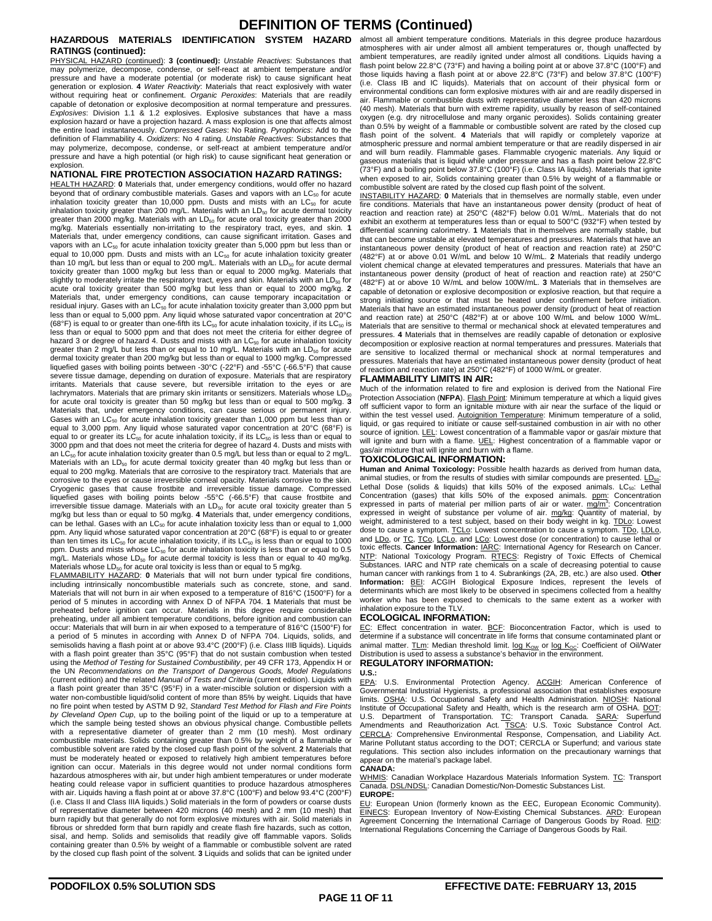# DEFINITION OF TERMS (Continued)

## HAZARDOUS MATERIALS IDENTIFICATION SYSTEM HAZARD RATINGS (continued):

PHYSICAL HAZARD (continued): **3 (continued):** *Unstable Reactives*: Substances that may polymerize, decompose, condense, or self-react at ambient temperature and/or pressure and have a moderate potential (or moderate risk) to cause significant heat generation or explosion. **4** *Water Reactivity*: Materials that react explosively with water without requiring heat or confinement. *Organic Peroxides*: Materials that are readily capable of detonation or explosive decomposition at normal temperature and pressures. *Explosives*: Division 1.1 & 1.2 explosives. Explosive substances that have a mass explosion hazard or have a projection hazard. A mass explosion is one that affects almost the entire load instantaneously. *Compressed Gases*: No Rating. *Pyrophorics*: Add to the definition of Flammability 4. *Oxidizers*: No 4 rating. *Unstable Reactives*: Substances that may polymerize, decompose, condense, or self-react at ambient temperature and/or pressure and have a high potential (or high risk) to cause significant heat generation or explosion.

## NATIONAL FIRE PROTECTION ASSOCIATION HAZARD RATINGS:

HEALTH HAZARD: **0** Materials that, under emergency conditions, would offer no hazard beyond that of ordinary combustible materials. Gases and vapors with an $LC_{50}$ for acute inhalation toxicity greater than 10,000 ppm. Dusts and mists with an $LC_{50}$ for acute inhalation toxicity greater than 200 mg/L. Materials with an $LD_{50}$ for acute dermal toxicity greater than 2000 mg/kg. Materials with an $LD_{50}$ for acute oral toxicity greater than 2000 mg/kg. Materials essentially non-irritating to the respiratory tract, eyes, and skin. **1** Materials that, under emergency conditions, can cause significant irritation. Gases and vapors with an $LC_{50}$ for acute inhalation toxicity greater than 5,000 ppm but less than or equal to 10,000 ppm. Dusts and mists with an $LC_{50}$ for acute inhalation toxicity greater than 10 mg/L but less than or equal to 200 mg/L. Materials with an $LD_{50}$ for acute dermal toxicity greater than 1000 mg/kg but less than or equal to 2000 mg/kg. Materials that slightly to moderately irritate the respiratory tract, eyes and skin. Materials with an $LD_{50}$ for acute oral toxicity greater than 500 mg/kg but less than or equal to 2000 mg/kg. **2** Materials that, under emergency conditions, can cause temporary incapacitation or residual injury. Gases with an $LC_{50}$ for acute inhalation toxicity greater than 3,000 ppm but less than or equal to 5,000 ppm. Any liquid whose saturated vapor concentration at 20°C (68°F) is equal to or greater than one-fifth its $LC_{50}$ for acute inhalation toxicity, if its $LC_{50}$ is less than or equal to 5000 ppm and that does not meet the criteria for either degree of hazard 3 or degree of hazard 4. Dusts and mists with an $LC_{50}$ for acute inhalation toxicity greater than 2 mg/L but less than or equal to 10 mg/L. Materials with an $LD_{50}$ for acute dermal toxicity greater than 200 mg/kg but less than or equal to 1000 mg/kg. Compressed liquefied gases with boiling points between -30°C (-22°F) and -55°C (-66.5°F) that cause severe tissue damage, depending on duration of exposure. Materials that are respiratory irritants. Materials that cause severe, but reversible irritation to the eyes or are lachrymators. Materials that are primary skin irritants or sensitizers. Materials whose $LD_{50}$ for acute oral toxicity is greater than 50 mg/kg but less than or equal to 500 mg/kg. **3** Materials that, under emergency conditions, can cause serious or permanent injury. Gases with an $LC_{50}$ for acute inhalation toxicity greater than 1,000 ppm but less than or equal to 3,000 ppm. Any liquid whose saturated vapor concentration at 20°C (68°F) is equal to or greater its $LC_{50}$ for acute inhalation toxicity, if its $LC_{50}$ is less than or equal to 3000 ppm and that does not meet the criteria for degree of hazard 4. Dusts and mists with an $LC_{50}$ for acute inhalation toxicity greater than 0.5 mg/L but less than or equal to 2 mg/L. Materials with an $LD_{50}$ for acute dermal toxicity greater than 40 mg/kg but less than or equal to 200 mg/kg. Materials that are corrosive to the respiratory tract. Materials that are corrosive to the eyes or cause irreversible corneal opacity. Materials corrosive to the skin. Cryogenic gases that cause frostbite and irreversible tissue damage. Compressed liquefied gases with boiling points below -55°C (-66.5°F) that cause frostbite and irreversible tissue damage. Materials with an $LD_{50}$ for acute oral toxicity greater than 5 mg/kg but less than or equal to 50 mg/kg. **4** Materials that, under emergency conditions, can be lethal. Gases with an $LC_{50}$ for acute inhalation toxicity less than or equal to 1,000 ppm. Any liquid whose saturated vapor concentration at 20°C (68°F) is equal to or greater than ten times its $LC_{50}$ for acute inhalation toxicity, if its $LC_{50}$ is less than or equal to 1000 ppm. Dusts and mists whose $LC_{50}$ for acute inhalation toxicity is less than or equal to 0.5 mg/L. Materials whose $LD_{50}$ for acute dermal toxicity is less than or equal to 40 mg/kg. Materials whose $LD_{50}$ for acute oral toxicity is less than or equal to 5 mg/kg.

FLAMMABILITY HAZARD: **0** Materials that will not burn under typical fire conditions, including intrinsically noncombustible materials such as concrete, stone, and sand. Materials that will not burn in air when exposed to a temperature of 816°C (1500°F) for a period of 5 minutes in according with Annex D of NFPA 704. **1** Materials that must be preheated before ignition can occur. Materials in this degree require considerable preheating, under all ambient temperature conditions, before ignition and combustion can occur: Materials that will burn in air when exposed to a temperature of 816°C (1500°F) for a period of 5 minutes in according with Annex D of NFPA 704. Liquids, solids, and semisolids having a flash point at or above 93.4°C (200°F) (i.e. Class IIIB liquids). Liquids with a flash point greater than 35°C (95°F) that do not sustain combustion when tested using the *Method of Testing for Sustained Combustibility*, per 49 CFR 173, Appendix H or the UN *Recommendations on the Transport of Dangerous Goods, Model Regulations* (current edition) and the related *Manual of Tests and Criteria* (current edition). Liquids with a flash point greater than 35°C (95°F) in a water-miscible solution or dispersion with a water non-combustible liquid/solid content of more than 85% by weight. Liquids that have no fire point when tested by ASTM D 92, *Standard Test Method for Flash and Fire Points by Cleveland Open Cup*, up to the boiling point of the liquid or up to a temperature at which the sample being tested shows an obvious physical change. Combustible pellets with a representative diameter of greater than 2 mm (10 mesh). Most ordinary combustible materials. Solids containing greater than 0.5% by weight of a flammable or combustible solvent are rated by the closed cup flash point of the solvent. **2** Materials that must be moderately heated or exposed to relatively high ambient temperatures before ignition can occur. Materials in this degree would not under normal conditions form hazardous atmospheres with air, but under high ambient temperatures or under moderate heating could release vapor in sufficient quantities to produce hazardous atmospheres with air. Liquids having a flash point at or above 37.8°C (100°F) and below 93.4°C (200°F) (i.e. Class II and Class IIIA liquids.) Solid materials in the form of powders or coarse dusts of representative diameter between 420 microns (40 mesh) and 2 mm (10 mesh) that burn rapidly but that generally do not form explosive mixtures with air. Solid materials in fibrous or shredded form that burn rapidly and create flash fire hazards, such as cotton, sisal, and hemp. Solids and semisolids that readily give off flammable vapors. Solids containing greater than 0.5% by weight of a flammable or combustible solvent are rated by the closed cup flash point of the solvent. **3** Liquids and solids that can be ignited under almost all ambient temperature conditions. Materials in this degree produce hazardous atmospheres with air under almost all ambient temperatures or, though unaffected by ambient temperatures, are readily ignited under almost all conditions. Liquids having a flash point below 22.8°C (73°F) and having a boiling point at or above 37.8°C (100°F) and those liquids having a flash point at or above 22.8°C (73°F) and below 37.8°C (100°F) (i.e. Class IB and IC liquids). Materials that on account of their physical form or environmental conditions can form explosive mixtures with air and are readily dispersed in air. Flammable or combustible dusts with representative diameter less than 420 microns (40 mesh). Materials that burn with extreme rapidity, usually by reason of self-contained oxygen (e.g. dry nitrocellulose and many organic peroxides). Solids containing greater than 0.5% by weight of a flammable or combustible solvent are rated by the closed cup flash point of the solvent. **4** Materials that will rapidly or completely vaporize at atmospheric pressure and normal ambient temperature or that are readily dispersed in air and will burn readily. Flammable gases. Flammable cryogenic materials. Any liquid or gaseous materials that is liquid while under pressure and has a flash point below 22.8°C (73°F) and a boiling point below 37.8°C (100°F) (i.e. Class IA liquids). Materials that ignite when exposed to air, Solids containing greater than 0.5% by weight of a flammable or combustible solvent are rated by the closed cup flash point of the solvent.

INSTABILITY HAZARD: **0** Materials that in themselves are normally stable, even under fire conditions. Materials that have an instantaneous power density (product of heat of reaction and reaction rate) at 250°C (482°F) below 0.01 W/mL. Materials that do not exhibit an exotherm at temperatures less than or equal to 500°C (932°F) when tested by differential scanning calorimetry. **1** Materials that in themselves are normally stable, but that can become unstable at elevated temperatures and pressures. Materials that have an instantaneous power density (product of heat of reaction and reaction rate) at 250°C (482°F) at or above 0.01 W/mL and below 10 W/mL. **2** Materials that readily undergo violent chemical change at elevated temperatures and pressures. Materials that have an instantaneous power density (product of heat of reaction and reaction rate) at 250°C (482°F) at or above 10 W/mL and below 100W/mL. **3** Materials that in themselves are capable of detonation or explosive decomposition or explosive reaction, but that require a strong initiating source or that must be heated under confinement before initiation. Materials that have an estimated instantaneous power density (product of heat of reaction and reaction rate) at 250°C (482°F) at or above 100 W/mL and below 1000 W/mL. Materials that are sensitive to thermal or mechanical shock at elevated temperatures and pressures. **4** Materials that in themselves are readily capable of detonation or explosive decomposition or explosive reaction at normal temperatures and pressures. Materials that are sensitive to localized thermal or mechanical shock at normal temperatures and pressures. Materials that have an estimated instantaneous power density (product of heat of reaction and reaction rate) at 250°C (482°F) of 1000 W/mL or greater.

## FLAMMABILITY LIMITS IN AIR:

Much of the information related to fire and explosion is derived from the National Fire Protection Association (**NFPA**). Flash Point: Minimum temperature at which a liquid gives off sufficient vapor to form an ignitable mixture with air near the surface of the liquid or within the test vessel used. Autoignition Temperature: Minimum temperature of a solid, liquid, or gas required to initiate or cause self-sustained combustion in air with no other source of ignition. LEL: Lowest concentration of a flammable vapor or gas/air mixture that will ignite and burn with a flame. UEL: Highest concentration of a flammable vapor or gas/air mixture that will ignite and burn with a flame.

## TOXICOLOGICAL INFORMATION:

**Human and Animal Toxicology:** Possible health hazards as derived from human data, animal studies, or from the results of studies with similar compounds are presented. $LD_{50}$: Lethal Dose (solids & liquids) that kills 50% of the exposed animals. $LC_{50}$: Lethal Concentration (gases) that kills 50% of the exposed animals. ppm: Concentration expressed in parts of material per million parts of air or water. $mg/m^3$: Concentration expressed in weight of substance per volume of air. mg/kg: Quantity of material, by weight, administered to a test subject, based on their body weight in kg. TDLo: Lowest dose to cause a symptom. TCLo: Lowest concentration to cause a symptom. TDo, LDLo, and LDo, or TC, TCo, LCLo, and LCo: Lowest dose (or concentration) to cause lethal or toxic effects. **Cancer Information:** IARC: International Agency for Research on Cancer. NTP: National Toxicology Program. RTECS: Registry of Toxic Effects of Chemical Substances. IARC and NTP rate chemicals on a scale of decreasing potential to cause human cancer with rankings from 1 to 4. Subrankings (2A, 2B, etc.) are also used. **Other Information:** BEI: ACGIH Biological Exposure Indices, represent the levels of determinants which are most likely to be observed in specimens collected from a healthy worker who has been exposed to chemicals to the same extent as a worker with inhalation exposure to the TLV.

## ECOLOGICAL INFORMATION:

EC: Effect concentration in water. BCF: Bioconcentration Factor, which is used to determine if a substance will concentrate in life forms that consume contaminated plant or animal matter. TLm: Median threshold limit. $\log K_{OW}$ or $\log K_{OC}$: Coefficient of Oil/Water Distribution is used to assess a substance's behavior in the environment.

## REGULATORY INFORMATION:

**U.S.:**

EPA: U.S. Environmental Protection Agency. ACGIH: American Conference of Governmental Industrial Hygienists, a professional association that establishes exposure limits. OSHA: U.S. Occupational Safety and Health Administration. NIOSH: National Institute of Occupational Safety and Health, which is the research arm of OSHA. DOT: U.S. Department of Transportation. TC: Transport Canada. SARA: Superfund Amendments and Reauthorization Act. TSCA: U.S. Toxic Substance Control Act. CERCLA: Comprehensive Environmental Response, Compensation, and Liability Act. Marine Pollutant status according to the DOT; CERCLA or Superfund; and various state regulations. This section also includes information on the precautionary warnings that appear on the material's package label.

**CANADA:**

WHMIS: Canadian Workplace Hazardous Materials Information System. TC: Transport Canada. DSL/NDSL: Canadian Domestic/Non-Domestic Substances List.

**EUROPE:**

EU: European Union (formerly known as the EEC, European Economic Community). EINECS: European Inventory of Now-Existing Chemical Substances. ARD: European Agreement Concerning the International Carriage of Dangerous Goods by Road. RID: International Regulations Concerning the Carriage of Dangerous Goods by Rail.